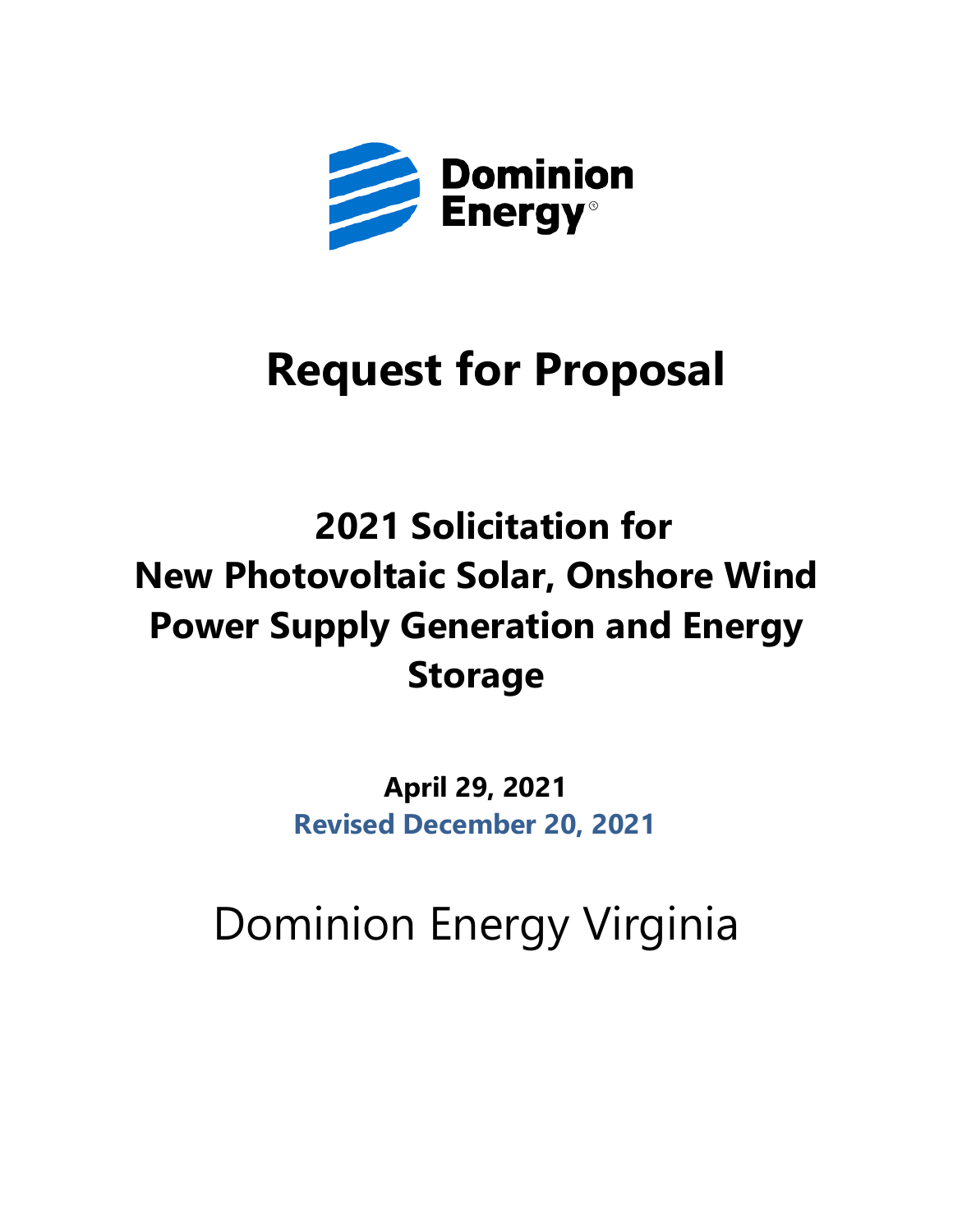Dominion Energy

# Request for Proposal

## 2021 Solicitation for New Photovoltaic Solar, Onshore Wind Power Supply Generation and Energy Storage

**April 29, 2021**

**Revised December 20, 2021**

Dominion Energy Virginia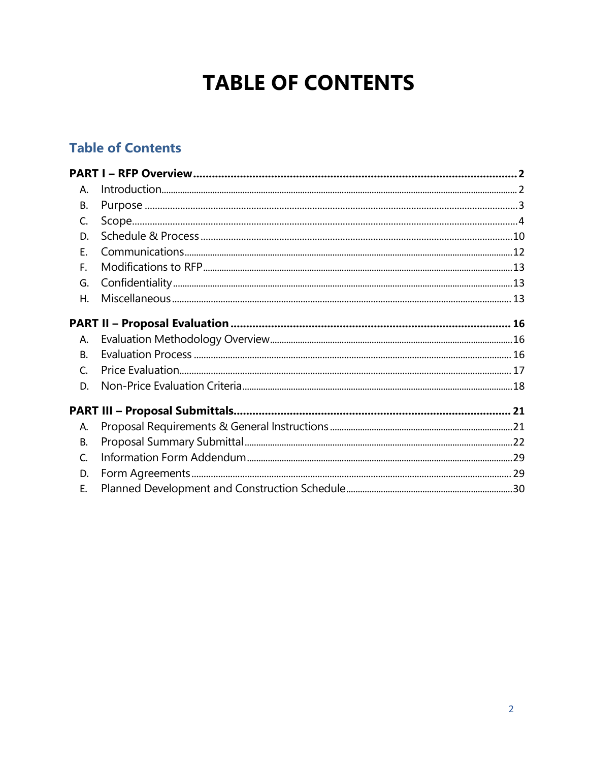# TABLE OF CONTENTS

## Table of Contents

**PART I – RFP Overview** .......... **2**

- A. Introduction .......... 2
- B. Purpose .......... 3
- C. Scope .......... 4
- D. Schedule & Process .......... 10
- E. Communications .......... 12
- F. Modifications to RFP .......... 13
- G. Confidentiality .......... 13
- H. Miscellaneous .......... 13

**PART II – Proposal Evaluation** .......... **16**

- A. Evaluation Methodology Overview .......... 16
- B. Evaluation Process .......... 16
- C. Price Evaluation .......... 17
- D. Non-Price Evaluation Criteria .......... 18

**PART III – Proposal Submittals** .......... **21**

- A. Proposal Requirements & General Instructions .......... 21
- B. Proposal Summary Submittal .......... 22
- C. Information Form Addendum .......... 29
- D. Form Agreements .......... 29
- E. Planned Development and Construction Schedule .......... 30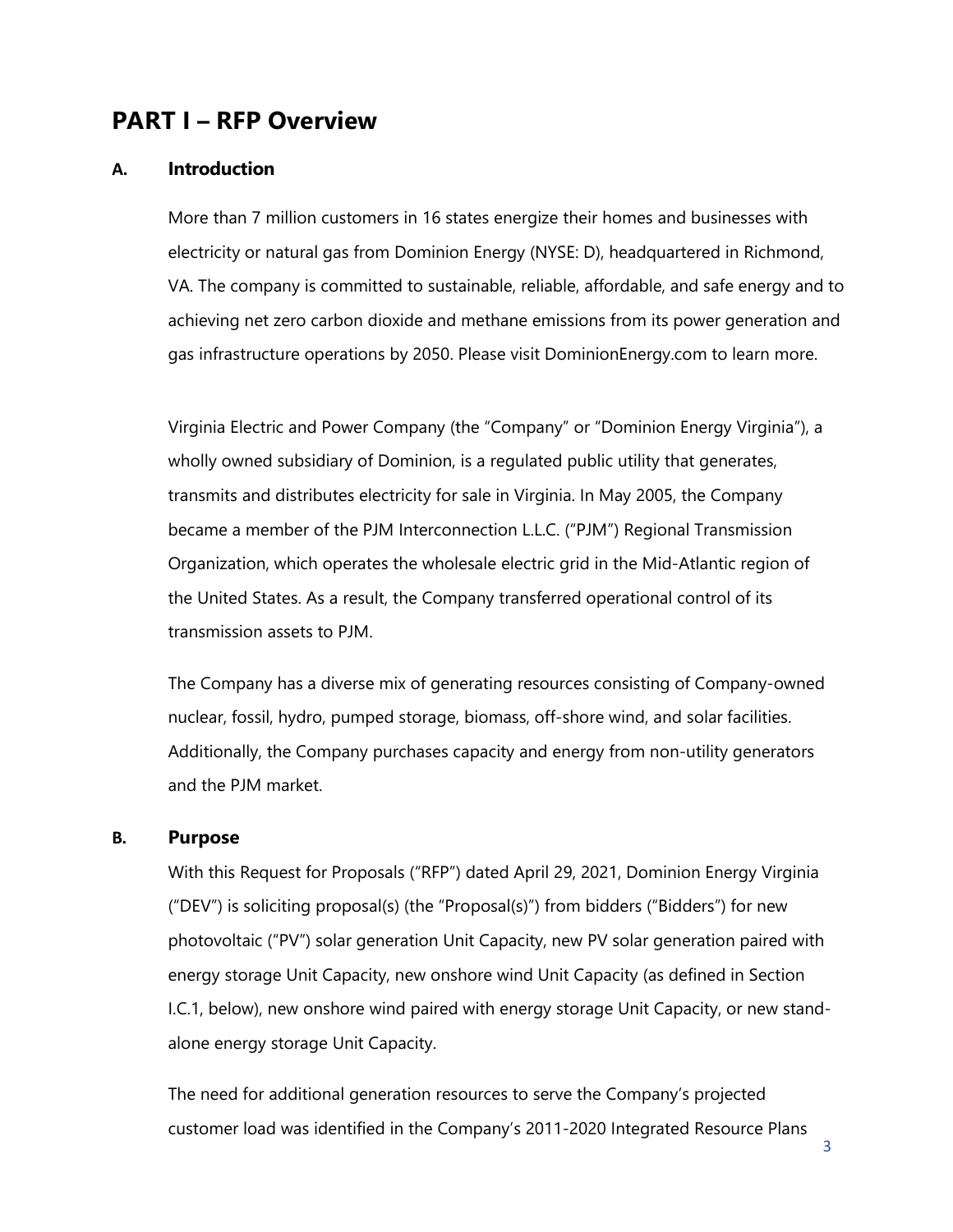# PART I – RFP Overview

## A. Introduction

More than 7 million customers in 16 states energize their homes and businesses with electricity or natural gas from Dominion Energy (NYSE: D), headquartered in Richmond, VA. The company is committed to sustainable, reliable, affordable, and safe energy and to achieving net zero carbon dioxide and methane emissions from its power generation and gas infrastructure operations by 2050. Please visit DominionEnergy.com to learn more.

Virginia Electric and Power Company (the "Company" or "Dominion Energy Virginia"), a wholly owned subsidiary of Dominion, is a regulated public utility that generates, transmits and distributes electricity for sale in Virginia. In May 2005, the Company became a member of the PJM Interconnection L.L.C. ("PJM") Regional Transmission Organization, which operates the wholesale electric grid in the Mid-Atlantic region of the United States. As a result, the Company transferred operational control of its transmission assets to PJM.

The Company has a diverse mix of generating resources consisting of Company-owned nuclear, fossil, hydro, pumped storage, biomass, off-shore wind, and solar facilities. Additionally, the Company purchases capacity and energy from non-utility generators and the PJM market.

## B. Purpose

With this Request for Proposals ("RFP") dated April 29, 2021, Dominion Energy Virginia ("DEV") is soliciting proposal(s) (the "Proposal(s)") from bidders ("Bidders") for new photovoltaic ("PV") solar generation Unit Capacity, new PV solar generation paired with energy storage Unit Capacity, new onshore wind Unit Capacity (as defined in Section I.C.1, below), new onshore wind paired with energy storage Unit Capacity, or new stand-alone energy storage Unit Capacity.

The need for additional generation resources to serve the Company's projected customer load was identified in the Company's 2011-2020 Integrated Resource Plans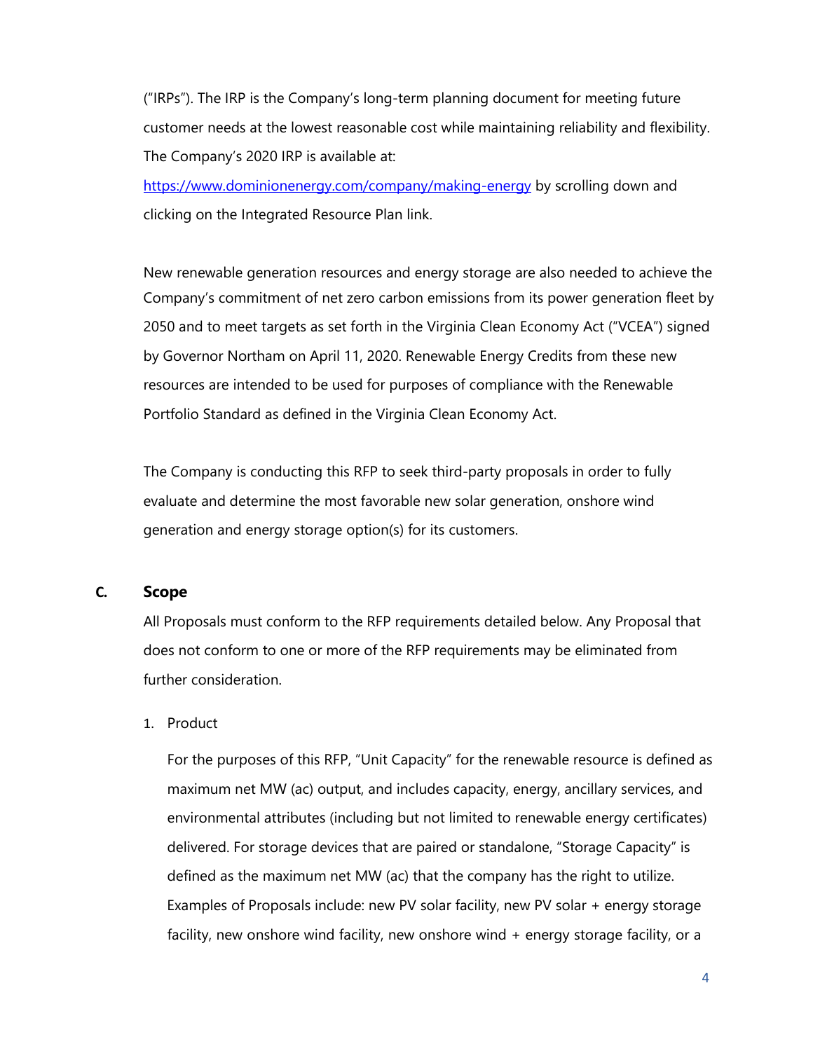("IRPs"). The IRP is the Company's long-term planning document for meeting future customer needs at the lowest reasonable cost while maintaining reliability and flexibility. The Company's 2020 IRP is available at: [https://www.dominionenergy.com/company/making-energy](https://www.dominionenergy.com/company/making-energy) by scrolling down and clicking on the Integrated Resource Plan link.

New renewable generation resources and energy storage are also needed to achieve the Company's commitment of net zero carbon emissions from its power generation fleet by 2050 and to meet targets as set forth in the Virginia Clean Economy Act ("VCEA") signed by Governor Northam on April 11, 2020. Renewable Energy Credits from these new resources are intended to be used for purposes of compliance with the Renewable Portfolio Standard as defined in the Virginia Clean Economy Act.

The Company is conducting this RFP to seek third-party proposals in order to fully evaluate and determine the most favorable new solar generation, onshore wind generation and energy storage option(s) for its customers.

## C. Scope

All Proposals must conform to the RFP requirements detailed below. Any Proposal that does not conform to one or more of the RFP requirements may be eliminated from further consideration.

1. Product

   For the purposes of this RFP, "Unit Capacity" for the renewable resource is defined as maximum net MW (ac) output, and includes capacity, energy, ancillary services, and environmental attributes (including but not limited to renewable energy certificates) delivered. For storage devices that are paired or standalone, "Storage Capacity" is defined as the maximum net MW (ac) that the company has the right to utilize. Examples of Proposals include: new PV solar facility, new PV solar + energy storage facility, new onshore wind facility, new onshore wind + energy storage facility, or a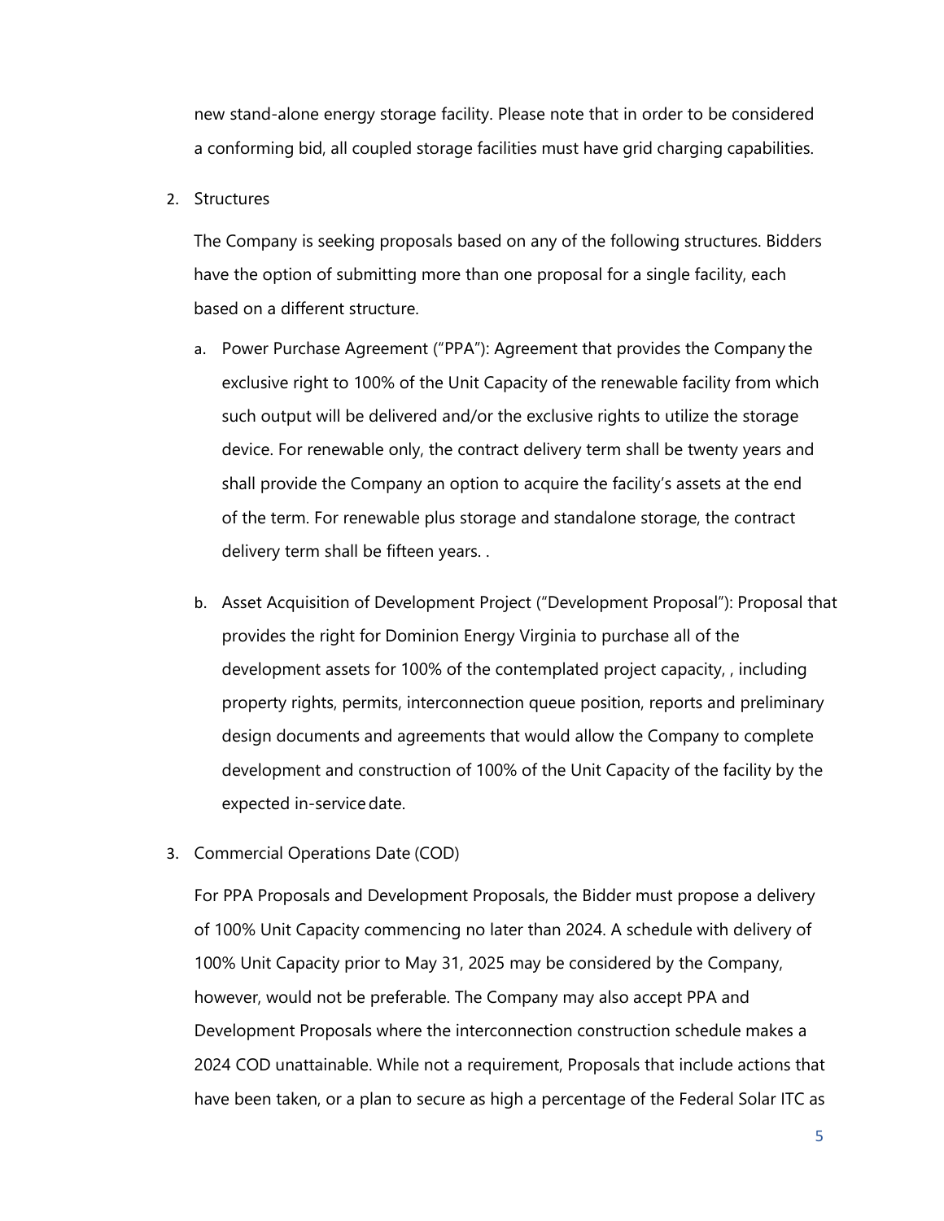new stand-alone energy storage facility. Please note that in order to be considered a conforming bid, all coupled storage facilities must have grid charging capabilities.

2. Structures

   The Company is seeking proposals based on any of the following structures. Bidders have the option of submitting more than one proposal for a single facility, each based on a different structure.

   a. Power Purchase Agreement ("PPA"): Agreement that provides the Company the exclusive right to 100% of the Unit Capacity of the renewable facility from which such output will be delivered and/or the exclusive rights to utilize the storage device. For renewable only, the contract delivery term shall be twenty years and shall provide the Company an option to acquire the facility's assets at the end of the term. For renewable plus storage and standalone storage, the contract delivery term shall be fifteen years. .

   b. Asset Acquisition of Development Project ("Development Proposal"): Proposal that provides the right for Dominion Energy Virginia to purchase all of the development assets for 100% of the contemplated project capacity, , including property rights, permits, interconnection queue position, reports and preliminary design documents and agreements that would allow the Company to complete development and construction of 100% of the Unit Capacity of the facility by the expected in-service date.

3. Commercial Operations Date (COD)

   For PPA Proposals and Development Proposals, the Bidder must propose a delivery of 100% Unit Capacity commencing no later than 2024. A schedule with delivery of 100% Unit Capacity prior to May 31, 2025 may be considered by the Company, however, would not be preferable. The Company may also accept PPA and Development Proposals where the interconnection construction schedule makes a 2024 COD unattainable. While not a requirement, Proposals that include actions that have been taken, or a plan to secure as high a percentage of the Federal Solar ITC as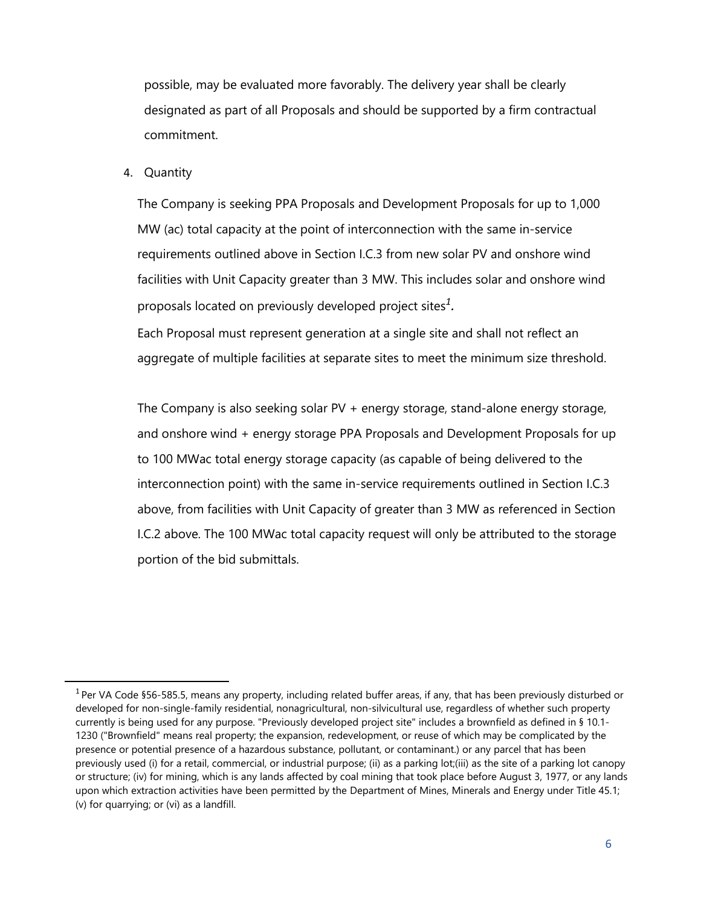possible, may be evaluated more favorably. The delivery year shall be clearly designated as part of all Proposals and should be supported by a firm contractual commitment.

4. Quantity

The Company is seeking PPA Proposals and Development Proposals for up to 1,000 MW (ac) total capacity at the point of interconnection with the same in-service requirements outlined above in Section I.C.3 from new solar PV and onshore wind facilities with Unit Capacity greater than 3 MW. This includes solar and onshore wind proposals located on previously developed project sites[1].

Each Proposal must represent generation at a single site and shall not reflect an aggregate of multiple facilities at separate sites to meet the minimum size threshold.

The Company is also seeking solar PV + energy storage, stand-alone energy storage, and onshore wind + energy storage PPA Proposals and Development Proposals for up to 100 MWac total energy storage capacity (as capable of being delivered to the interconnection point) with the same in-service requirements outlined in Section I.C.3 above, from facilities with Unit Capacity of greater than 3 MW as referenced in Section I.C.2 above. The 100 MWac total capacity request will only be attributed to the storage portion of the bid submittals.

---

[1] Per VA Code §56-585.5, means any property, including related buffer areas, if any, that has been previously disturbed or developed for non-single-family residential, nonagricultural, non-silvicultural use, regardless of whether such property currently is being used for any purpose. "Previously developed project site" includes a brownfield as defined in § 10.1-1230 ("Brownfield" means real property; the expansion, redevelopment, or reuse of which may be complicated by the presence or potential presence of a hazardous substance, pollutant, or contaminant.) or any parcel that has been previously used (i) for a retail, commercial, or industrial purpose; (ii) as a parking lot;(iii) as the site of a parking lot canopy or structure; (iv) for mining, which is any lands affected by coal mining that took place before August 3, 1977, or any lands upon which extraction activities have been permitted by the Department of Mines, Minerals and Energy under Title 45.1; (v) for quarrying; or (vi) as a landfill.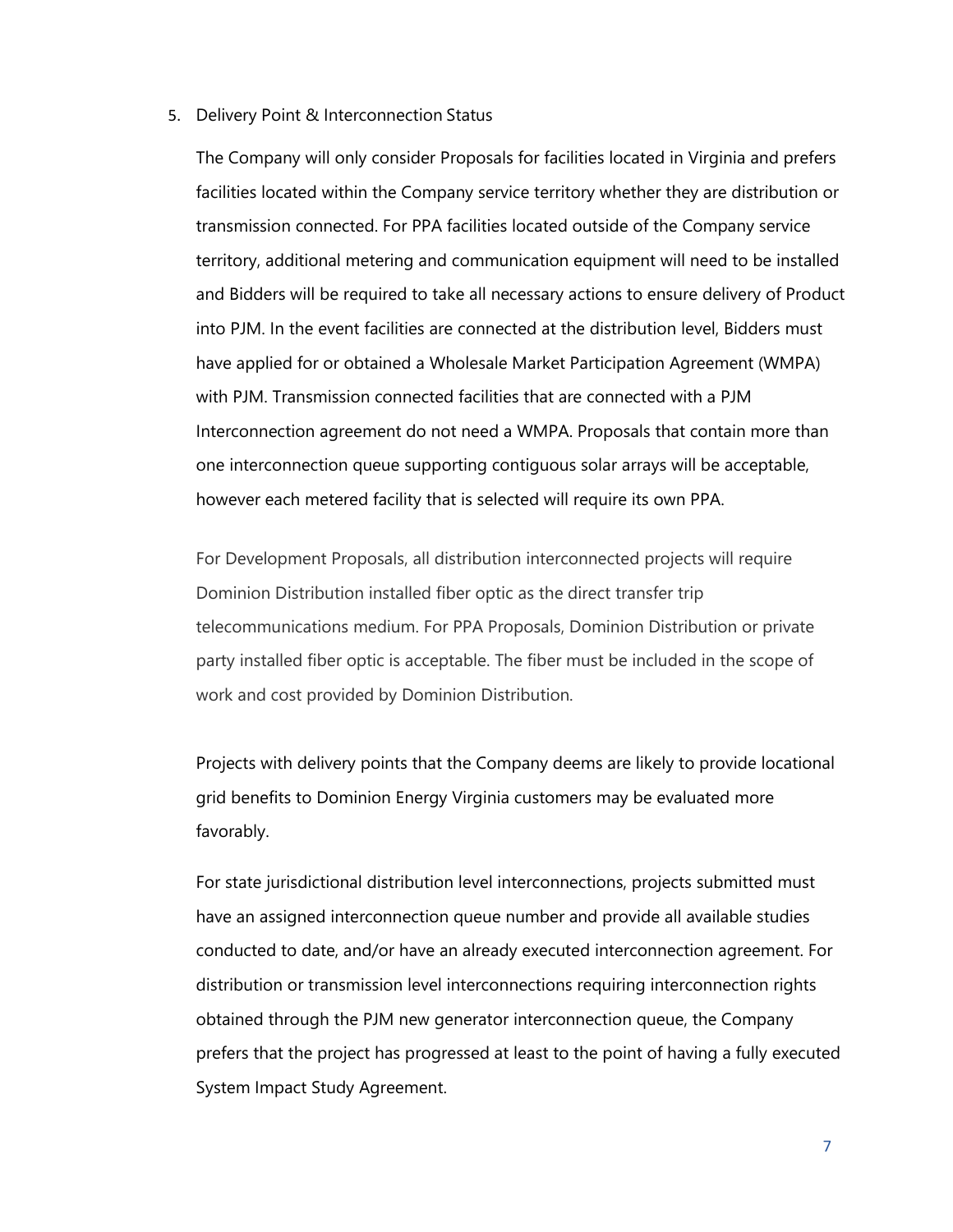5. Delivery Point & Interconnection Status

   The Company will only consider Proposals for facilities located in Virginia and prefers facilities located within the Company service territory whether they are distribution or transmission connected. For PPA facilities located outside of the Company service territory, additional metering and communication equipment will need to be installed and Bidders will be required to take all necessary actions to ensure delivery of Product into PJM. In the event facilities are connected at the distribution level, Bidders must have applied for or obtained a Wholesale Market Participation Agreement (WMPA) with PJM. Transmission connected facilities that are connected with a PJM Interconnection agreement do not need a WMPA. Proposals that contain more than one interconnection queue supporting contiguous solar arrays will be acceptable, however each metered facility that is selected will require its own PPA.

   For Development Proposals, all distribution interconnected projects will require Dominion Distribution installed fiber optic as the direct transfer trip telecommunications medium. For PPA Proposals, Dominion Distribution or private party installed fiber optic is acceptable. The fiber must be included in the scope of work and cost provided by Dominion Distribution.

   Projects with delivery points that the Company deems are likely to provide locational grid benefits to Dominion Energy Virginia customers may be evaluated more favorably.

   For state jurisdictional distribution level interconnections, projects submitted must have an assigned interconnection queue number and provide all available studies conducted to date, and/or have an already executed interconnection agreement. For distribution or transmission level interconnections requiring interconnection rights obtained through the PJM new generator interconnection queue, the Company prefers that the project has progressed at least to the point of having a fully executed System Impact Study Agreement.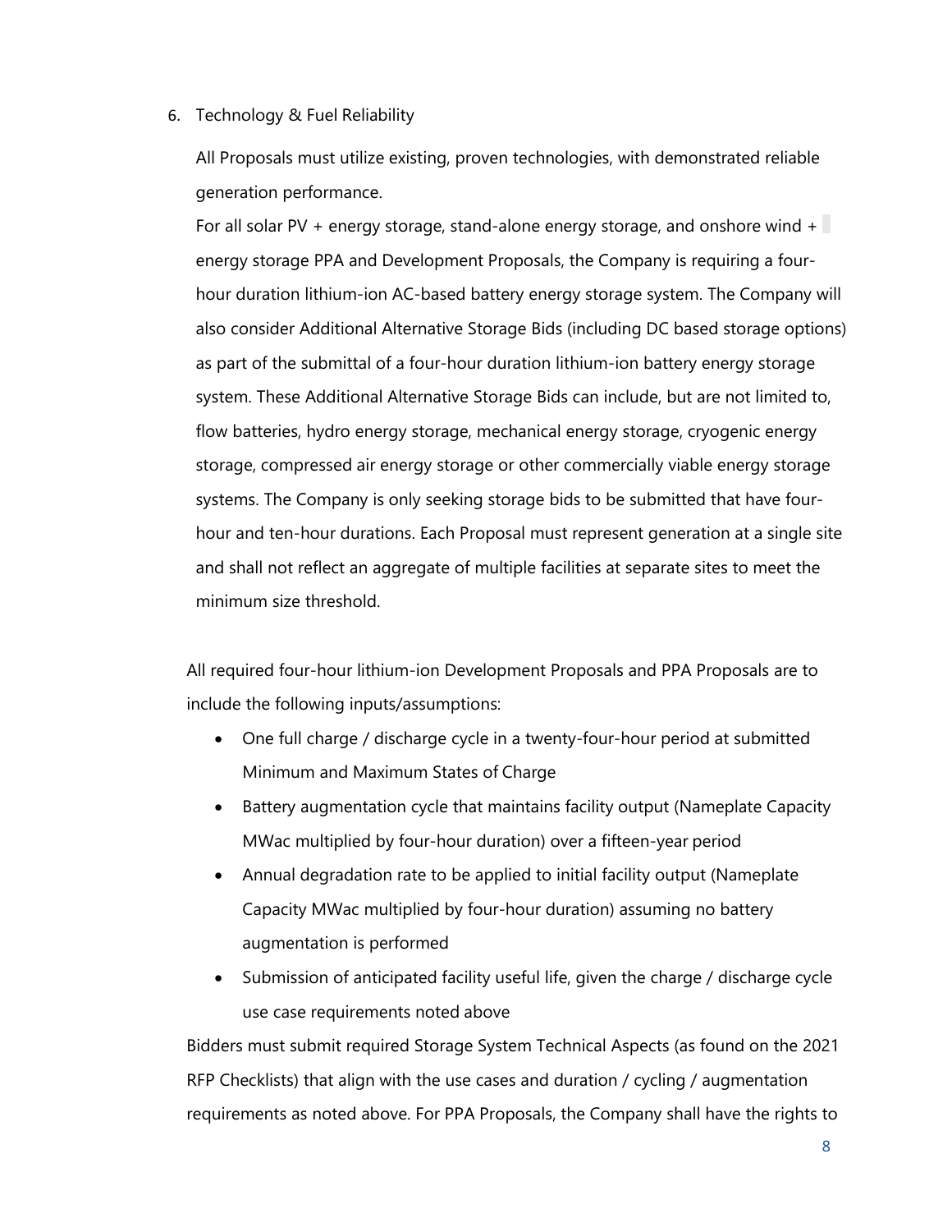6. Technology & Fuel Reliability

   All Proposals must utilize existing, proven technologies, with demonstrated reliable generation performance.

   For all solar PV + energy storage, stand-alone energy storage, and onshore wind + energy storage PPA and Development Proposals, the Company is requiring a four-hour duration lithium-ion AC-based battery energy storage system. The Company will also consider Additional Alternative Storage Bids (including DC based storage options) as part of the submittal of a four-hour duration lithium-ion battery energy storage system. These Additional Alternative Storage Bids can include, but are not limited to, flow batteries, hydro energy storage, mechanical energy storage, cryogenic energy storage, compressed air energy storage or other commercially viable energy storage systems. The Company is only seeking storage bids to be submitted that have four-hour and ten-hour durations. Each Proposal must represent generation at a single site and shall not reflect an aggregate of multiple facilities at separate sites to meet the minimum size threshold.

All required four-hour lithium-ion Development Proposals and PPA Proposals are to include the following inputs/assumptions:

- One full charge / discharge cycle in a twenty-four-hour period at submitted Minimum and Maximum States of Charge
- Battery augmentation cycle that maintains facility output (Nameplate Capacity MWac multiplied by four-hour duration) over a fifteen-year period
- Annual degradation rate to be applied to initial facility output (Nameplate Capacity MWac multiplied by four-hour duration) assuming no battery augmentation is performed
- Submission of anticipated facility useful life, given the charge / discharge cycle use case requirements noted above

Bidders must submit required Storage System Technical Aspects (as found on the 2021 RFP Checklists) that align with the use cases and duration / cycling / augmentation requirements as noted above. For PPA Proposals, the Company shall have the rights to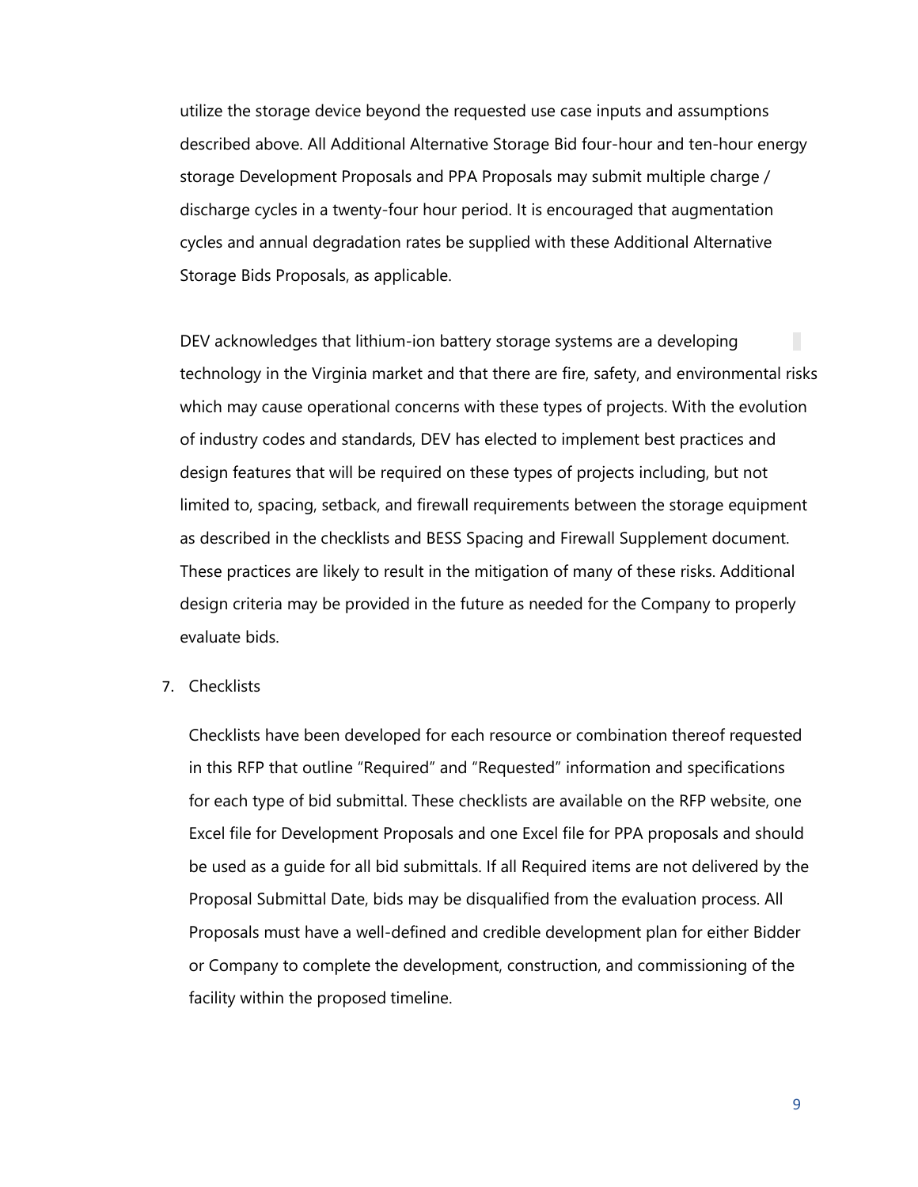utilize the storage device beyond the requested use case inputs and assumptions described above. All Additional Alternative Storage Bid four-hour and ten-hour energy storage Development Proposals and PPA Proposals may submit multiple charge / discharge cycles in a twenty-four hour period. It is encouraged that augmentation cycles and annual degradation rates be supplied with these Additional Alternative Storage Bids Proposals, as applicable.

DEV acknowledges that lithium-ion battery storage systems are a developing technology in the Virginia market and that there are fire, safety, and environmental risks which may cause operational concerns with these types of projects. With the evolution of industry codes and standards, DEV has elected to implement best practices and design features that will be required on these types of projects including, but not limited to, spacing, setback, and firewall requirements between the storage equipment as described in the checklists and BESS Spacing and Firewall Supplement document. These practices are likely to result in the mitigation of many of these risks. Additional design criteria may be provided in the future as needed for the Company to properly evaluate bids.

7. Checklists

   Checklists have been developed for each resource or combination thereof requested in this RFP that outline "Required" and "Requested" information and specifications for each type of bid submittal. These checklists are available on the RFP website, one Excel file for Development Proposals and one Excel file for PPA proposals and should be used as a guide for all bid submittals. If all Required items are not delivered by the Proposal Submittal Date, bids may be disqualified from the evaluation process. All Proposals must have a well-defined and credible development plan for either Bidder or Company to complete the development, construction, and commissioning of the facility within the proposed timeline.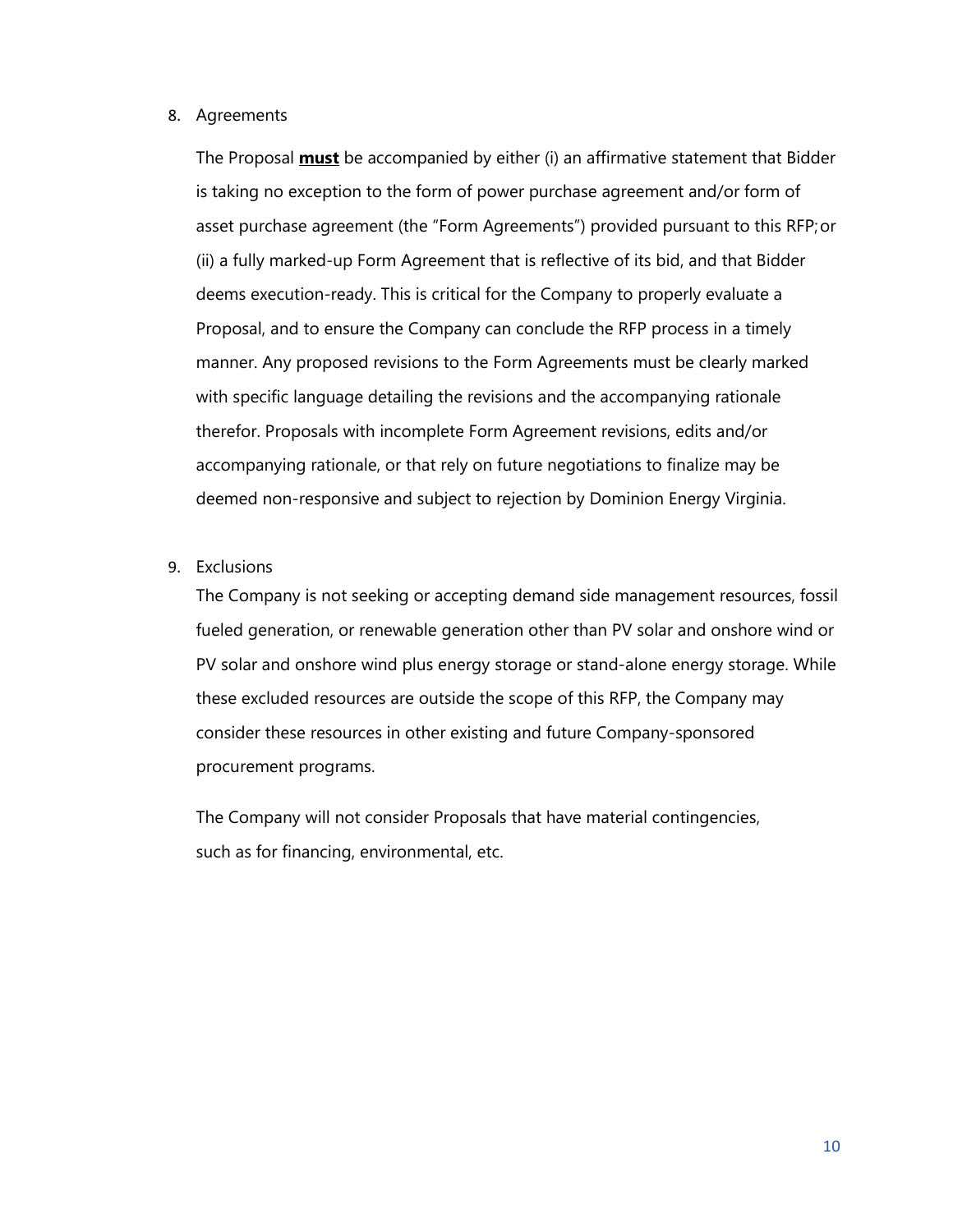8. Agreements

   The Proposal **<u>must</u>** be accompanied by either (i) an affirmative statement that Bidder is taking no exception to the form of power purchase agreement and/or form of asset purchase agreement (the "Form Agreements") provided pursuant to this RFP; or (ii) a fully marked-up Form Agreement that is reflective of its bid, and that Bidder deems execution-ready. This is critical for the Company to properly evaluate a Proposal, and to ensure the Company can conclude the RFP process in a timely manner. Any proposed revisions to the Form Agreements must be clearly marked with specific language detailing the revisions and the accompanying rationale therefor. Proposals with incomplete Form Agreement revisions, edits and/or accompanying rationale, or that rely on future negotiations to finalize may be deemed non-responsive and subject to rejection by Dominion Energy Virginia.

9. Exclusions

   The Company is not seeking or accepting demand side management resources, fossil fueled generation, or renewable generation other than PV solar and onshore wind or PV solar and onshore wind plus energy storage or stand-alone energy storage. While these excluded resources are outside the scope of this RFP, the Company may consider these resources in other existing and future Company-sponsored procurement programs.

   The Company will not consider Proposals that have material contingencies, such as for financing, environmental, etc.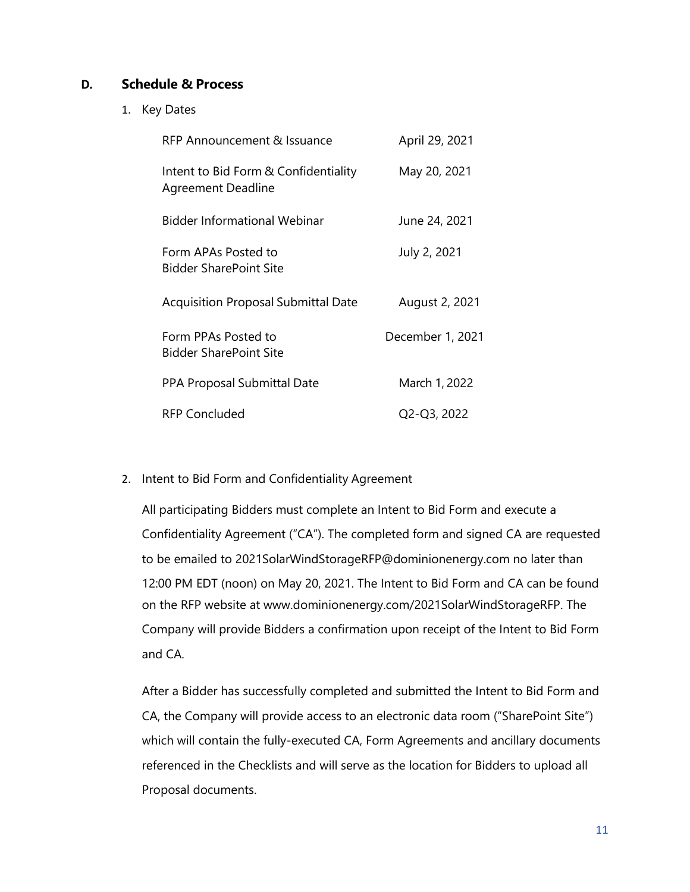## D. Schedule & Process

1. Key Dates

| | |
|---|---|
| RFP Announcement & Issuance | April 29, 2021 |
| Intent to Bid Form & Confidentiality Agreement Deadline | May 20, 2021 |
| Bidder Informational Webinar | June 24, 2021 |
| Form APAs Posted to Bidder SharePoint Site | July 2, 2021 |
| Acquisition Proposal Submittal Date | August 2, 2021 |
| Form PPAs Posted to Bidder SharePoint Site | December 1, 2021 |
| PPA Proposal Submittal Date | March 1, 2022 |
| RFP Concluded | Q2-Q3, 2022 |

2. Intent to Bid Form and Confidentiality Agreement

All participating Bidders must complete an Intent to Bid Form and execute a Confidentiality Agreement ("CA"). The completed form and signed CA are requested to be emailed to 2021SolarWindStorageRFP@dominionenergy.com no later than 12:00 PM EDT (noon) on May 20, 2021. The Intent to Bid Form and CA can be found on the RFP website at www.dominionenergy.com/2021SolarWindStorageRFP. The Company will provide Bidders a confirmation upon receipt of the Intent to Bid Form and CA.

After a Bidder has successfully completed and submitted the Intent to Bid Form and CA, the Company will provide access to an electronic data room ("SharePoint Site") which will contain the fully-executed CA, Form Agreements and ancillary documents referenced in the Checklists and will serve as the location for Bidders to upload all Proposal documents.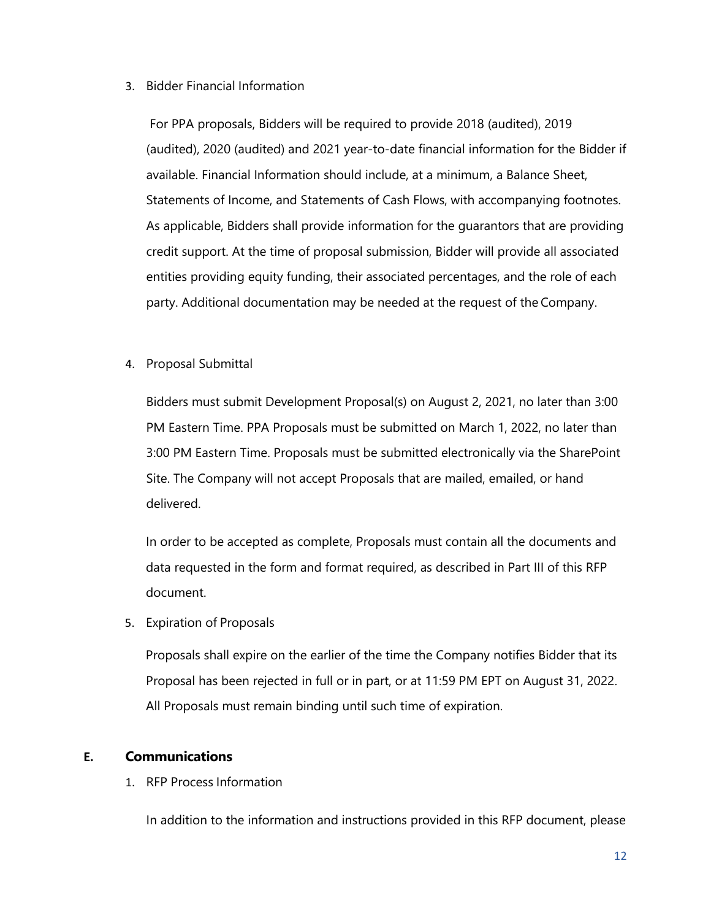3. Bidder Financial Information

   For PPA proposals, Bidders will be required to provide 2018 (audited), 2019 (audited), 2020 (audited) and 2021 year-to-date financial information for the Bidder if available. Financial Information should include, at a minimum, a Balance Sheet, Statements of Income, and Statements of Cash Flows, with accompanying footnotes. As applicable, Bidders shall provide information for the guarantors that are providing credit support. At the time of proposal submission, Bidder will provide all associated entities providing equity funding, their associated percentages, and the role of each party. Additional documentation may be needed at the request of the Company.

4. Proposal Submittal

   Bidders must submit Development Proposal(s) on August 2, 2021, no later than 3:00 PM Eastern Time. PPA Proposals must be submitted on March 1, 2022, no later than 3:00 PM Eastern Time. Proposals must be submitted electronically via the SharePoint Site. The Company will not accept Proposals that are mailed, emailed, or hand delivered.

   In order to be accepted as complete, Proposals must contain all the documents and data requested in the form and format required, as described in Part III of this RFP document.

5. Expiration of Proposals

   Proposals shall expire on the earlier of the time the Company notifies Bidder that its Proposal has been rejected in full or in part, or at 11:59 PM EPT on August 31, 2022. All Proposals must remain binding until such time of expiration.

## E. Communications

1. RFP Process Information

   In addition to the information and instructions provided in this RFP document, please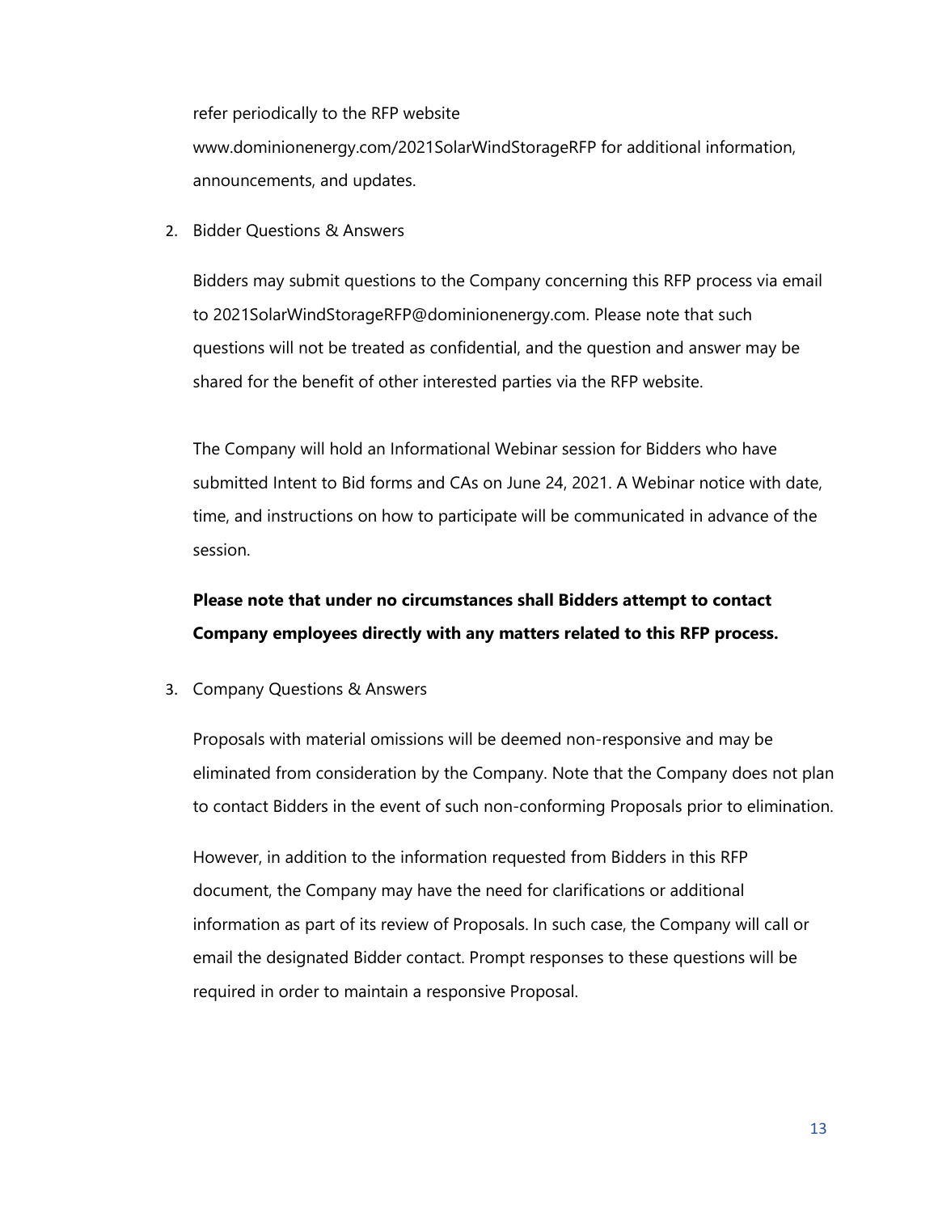refer periodically to the RFP website www.dominionenergy.com/2021SolarWindStorageRFP for additional information, announcements, and updates.

2. Bidder Questions & Answers

   Bidders may submit questions to the Company concerning this RFP process via email to 2021SolarWindStorageRFP@dominionenergy.com. Please note that such questions will not be treated as confidential, and the question and answer may be shared for the benefit of other interested parties via the RFP website.

   The Company will hold an Informational Webinar session for Bidders who have submitted Intent to Bid forms and CAs on June 24, 2021. A Webinar notice with date, time, and instructions on how to participate will be communicated in advance of the session.

   **Please note that under no circumstances shall Bidders attempt to contact Company employees directly with any matters related to this RFP process.**

3. Company Questions & Answers

   Proposals with material omissions will be deemed non-responsive and may be eliminated from consideration by the Company. Note that the Company does not plan to contact Bidders in the event of such non-conforming Proposals prior to elimination.

   However, in addition to the information requested from Bidders in this RFP document, the Company may have the need for clarifications or additional information as part of its review of Proposals. In such case, the Company will call or email the designated Bidder contact. Prompt responses to these questions will be required in order to maintain a responsive Proposal.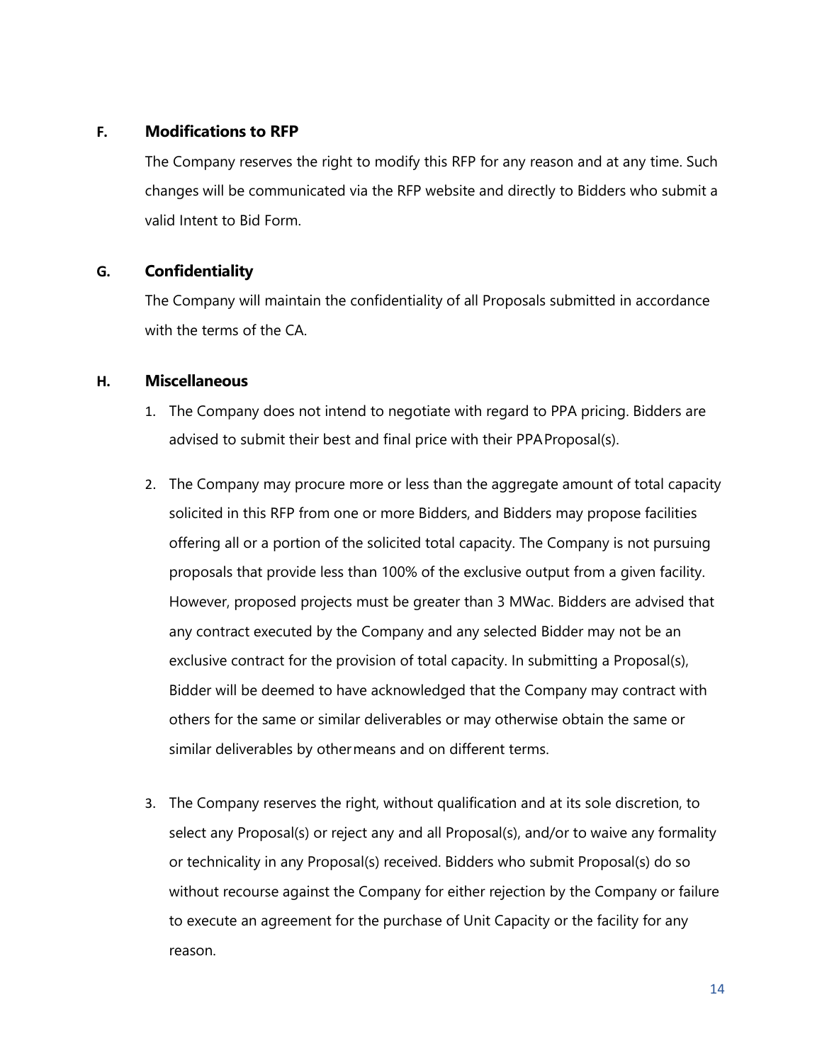## F. Modifications to RFP

The Company reserves the right to modify this RFP for any reason and at any time. Such changes will be communicated via the RFP website and directly to Bidders who submit a valid Intent to Bid Form.

## G. Confidentiality

The Company will maintain the confidentiality of all Proposals submitted in accordance with the terms of the CA.

## H. Miscellaneous

1. The Company does not intend to negotiate with regard to PPA pricing. Bidders are advised to submit their best and final price with their PPA Proposal(s).

2. The Company may procure more or less than the aggregate amount of total capacity solicited in this RFP from one or more Bidders, and Bidders may propose facilities offering all or a portion of the solicited total capacity. The Company is not pursuing proposals that provide less than 100% of the exclusive output from a given facility. However, proposed projects must be greater than 3 MWac. Bidders are advised that any contract executed by the Company and any selected Bidder may not be an exclusive contract for the provision of total capacity. In submitting a Proposal(s), Bidder will be deemed to have acknowledged that the Company may contract with others for the same or similar deliverables or may otherwise obtain the same or similar deliverables by other means and on different terms.

3. The Company reserves the right, without qualification and at its sole discretion, to select any Proposal(s) or reject any and all Proposal(s), and/or to waive any formality or technicality in any Proposal(s) received. Bidders who submit Proposal(s) do so without recourse against the Company for either rejection by the Company or failure to execute an agreement for the purchase of Unit Capacity or the facility for any reason.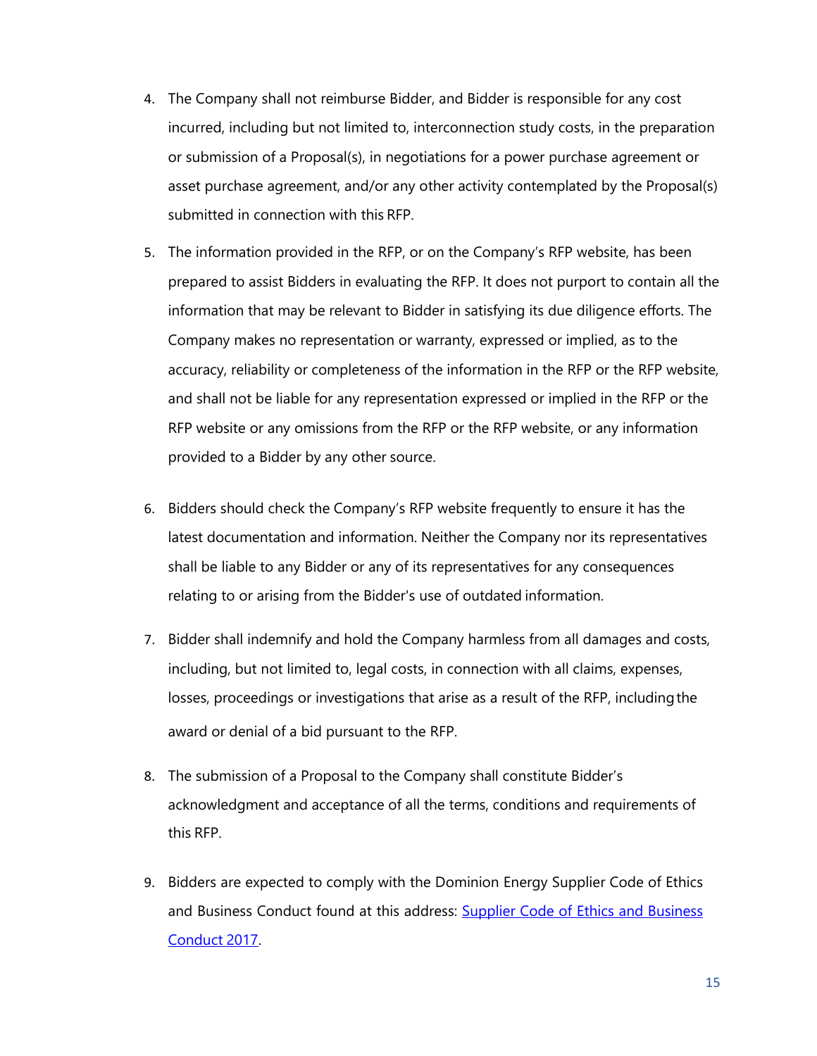4. The Company shall not reimburse Bidder, and Bidder is responsible for any cost incurred, including but not limited to, interconnection study costs, in the preparation or submission of a Proposal(s), in negotiations for a power purchase agreement or asset purchase agreement, and/or any other activity contemplated by the Proposal(s) submitted in connection with this RFP.

5. The information provided in the RFP, or on the Company's RFP website, has been prepared to assist Bidders in evaluating the RFP. It does not purport to contain all the information that may be relevant to Bidder in satisfying its due diligence efforts. The Company makes no representation or warranty, expressed or implied, as to the accuracy, reliability or completeness of the information in the RFP or the RFP website, and shall not be liable for any representation expressed or implied in the RFP or the RFP website or any omissions from the RFP or the RFP website, or any information provided to a Bidder by any other source.

6. Bidders should check the Company's RFP website frequently to ensure it has the latest documentation and information. Neither the Company nor its representatives shall be liable to any Bidder or any of its representatives for any consequences relating to or arising from the Bidder's use of outdated information.

7. Bidder shall indemnify and hold the Company harmless from all damages and costs, including, but not limited to, legal costs, in connection with all claims, expenses, losses, proceedings or investigations that arise as a result of the RFP, including the award or denial of a bid pursuant to the RFP.

8. The submission of a Proposal to the Company shall constitute Bidder's acknowledgment and acceptance of all the terms, conditions and requirements of this RFP.

9. Bidders are expected to comply with the Dominion Energy Supplier Code of Ethics and Business Conduct found at this address: Supplier Code of Ethics and Business Conduct 2017.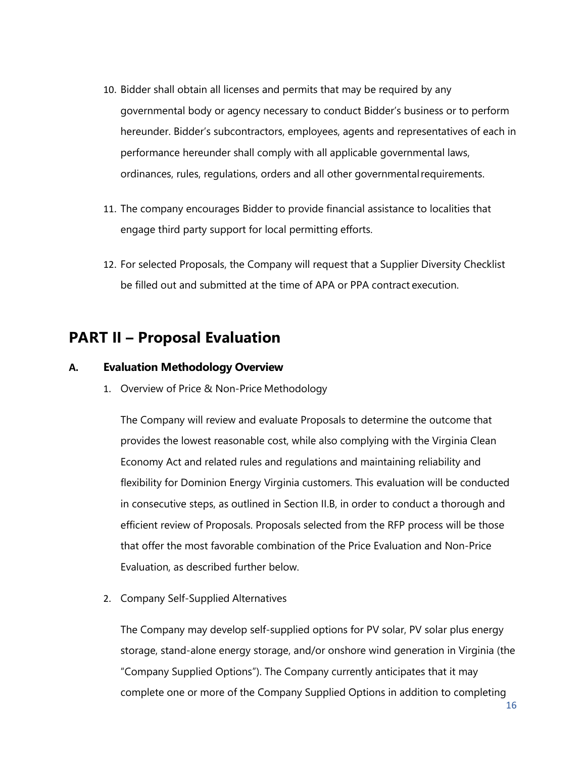10. Bidder shall obtain all licenses and permits that may be required by any governmental body or agency necessary to conduct Bidder's business or to perform hereunder. Bidder's subcontractors, employees, agents and representatives of each in performance hereunder shall comply with all applicable governmental laws, ordinances, rules, regulations, orders and all other governmental requirements.

11. The company encourages Bidder to provide financial assistance to localities that engage third party support for local permitting efforts.

12. For selected Proposals, the Company will request that a Supplier Diversity Checklist be filled out and submitted at the time of APA or PPA contract execution.

## PART II – Proposal Evaluation

### A. Evaluation Methodology Overview

1. Overview of Price & Non-Price Methodology

   The Company will review and evaluate Proposals to determine the outcome that provides the lowest reasonable cost, while also complying with the Virginia Clean Economy Act and related rules and regulations and maintaining reliability and flexibility for Dominion Energy Virginia customers. This evaluation will be conducted in consecutive steps, as outlined in Section II.B, in order to conduct a thorough and efficient review of Proposals. Proposals selected from the RFP process will be those that offer the most favorable combination of the Price Evaluation and Non-Price Evaluation, as described further below.

2. Company Self-Supplied Alternatives

   The Company may develop self-supplied options for PV solar, PV solar plus energy storage, stand-alone energy storage, and/or onshore wind generation in Virginia (the "Company Supplied Options"). The Company currently anticipates that it may complete one or more of the Company Supplied Options in addition to completing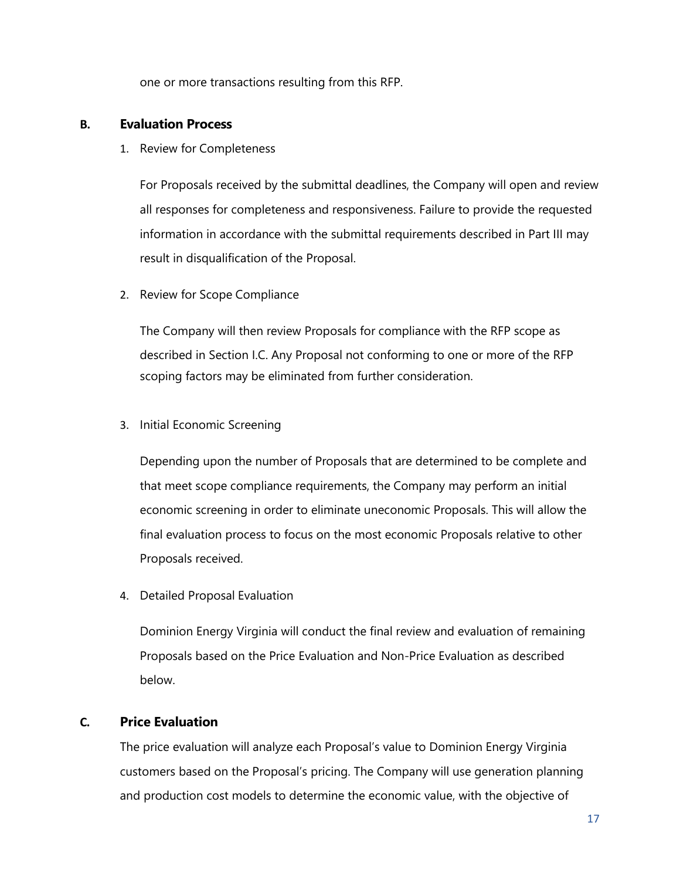one or more transactions resulting from this RFP.

## B. Evaluation Process

1. Review for Completeness

   For Proposals received by the submittal deadlines, the Company will open and review all responses for completeness and responsiveness. Failure to provide the requested information in accordance with the submittal requirements described in Part III may result in disqualification of the Proposal.

2. Review for Scope Compliance

   The Company will then review Proposals for compliance with the RFP scope as described in Section I.C. Any Proposal not conforming to one or more of the RFP scoping factors may be eliminated from further consideration.

3. Initial Economic Screening

   Depending upon the number of Proposals that are determined to be complete and that meet scope compliance requirements, the Company may perform an initial economic screening in order to eliminate uneconomic Proposals. This will allow the final evaluation process to focus on the most economic Proposals relative to other Proposals received.

4. Detailed Proposal Evaluation

   Dominion Energy Virginia will conduct the final review and evaluation of remaining Proposals based on the Price Evaluation and Non-Price Evaluation as described below.

## C. Price Evaluation

The price evaluation will analyze each Proposal's value to Dominion Energy Virginia customers based on the Proposal's pricing. The Company will use generation planning and production cost models to determine the economic value, with the objective of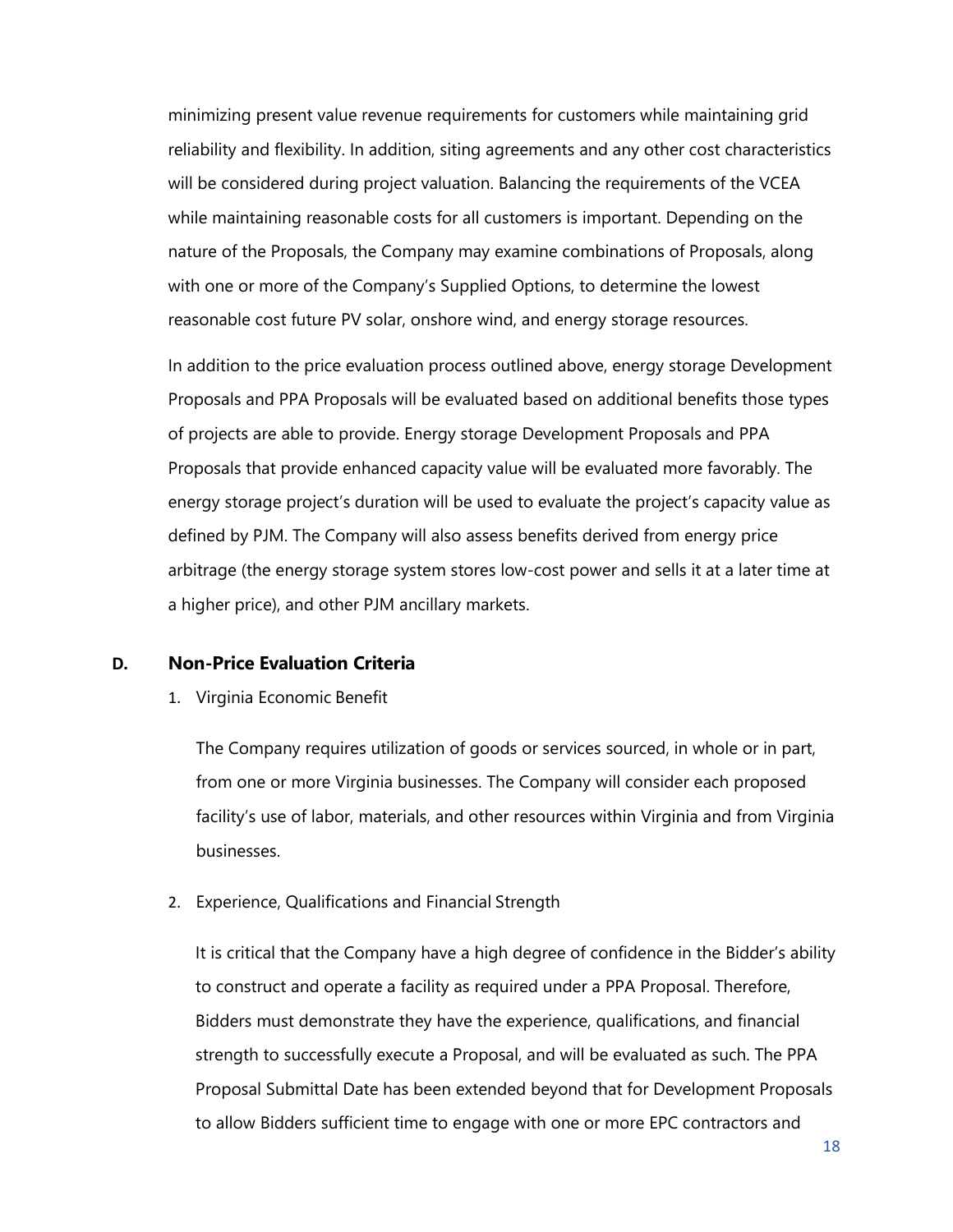minimizing present value revenue requirements for customers while maintaining grid reliability and flexibility. In addition, siting agreements and any other cost characteristics will be considered during project valuation. Balancing the requirements of the VCEA while maintaining reasonable costs for all customers is important. Depending on the nature of the Proposals, the Company may examine combinations of Proposals, along with one or more of the Company's Supplied Options, to determine the lowest reasonable cost future PV solar, onshore wind, and energy storage resources.

In addition to the price evaluation process outlined above, energy storage Development Proposals and PPA Proposals will be evaluated based on additional benefits those types of projects are able to provide. Energy storage Development Proposals and PPA Proposals that provide enhanced capacity value will be evaluated more favorably. The energy storage project's duration will be used to evaluate the project's capacity value as defined by PJM. The Company will also assess benefits derived from energy price arbitrage (the energy storage system stores low-cost power and sells it at a later time at a higher price), and other PJM ancillary markets.

## D. Non-Price Evaluation Criteria

1. Virginia Economic Benefit

   The Company requires utilization of goods or services sourced, in whole or in part, from one or more Virginia businesses. The Company will consider each proposed facility's use of labor, materials, and other resources within Virginia and from Virginia businesses.

2. Experience, Qualifications and Financial Strength

   It is critical that the Company have a high degree of confidence in the Bidder's ability to construct and operate a facility as required under a PPA Proposal. Therefore, Bidders must demonstrate they have the experience, qualifications, and financial strength to successfully execute a Proposal, and will be evaluated as such. The PPA Proposal Submittal Date has been extended beyond that for Development Proposals to allow Bidders sufficient time to engage with one or more EPC contractors and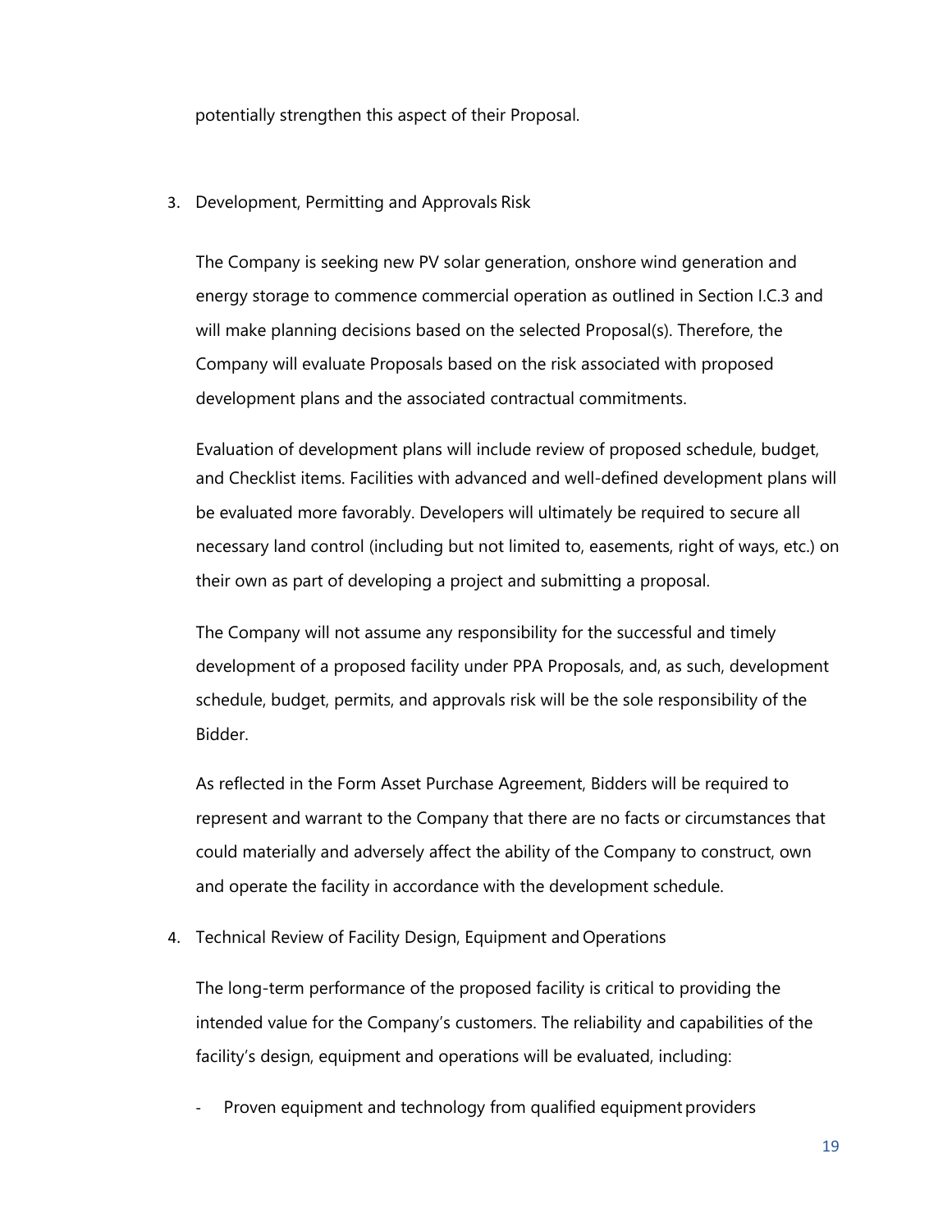potentially strengthen this aspect of their Proposal.

3. Development, Permitting and Approvals Risk

   The Company is seeking new PV solar generation, onshore wind generation and energy storage to commence commercial operation as outlined in Section I.C.3 and will make planning decisions based on the selected Proposal(s). Therefore, the Company will evaluate Proposals based on the risk associated with proposed development plans and the associated contractual commitments.

   Evaluation of development plans will include review of proposed schedule, budget, and Checklist items. Facilities with advanced and well-defined development plans will be evaluated more favorably. Developers will ultimately be required to secure all necessary land control (including but not limited to, easements, right of ways, etc.) on their own as part of developing a project and submitting a proposal.

   The Company will not assume any responsibility for the successful and timely development of a proposed facility under PPA Proposals, and, as such, development schedule, budget, permits, and approvals risk will be the sole responsibility of the Bidder.

   As reflected in the Form Asset Purchase Agreement, Bidders will be required to represent and warrant to the Company that there are no facts or circumstances that could materially and adversely affect the ability of the Company to construct, own and operate the facility in accordance with the development schedule.

4. Technical Review of Facility Design, Equipment and Operations

   The long-term performance of the proposed facility is critical to providing the intended value for the Company's customers. The reliability and capabilities of the facility's design, equipment and operations will be evaluated, including:

   - Proven equipment and technology from qualified equipment providers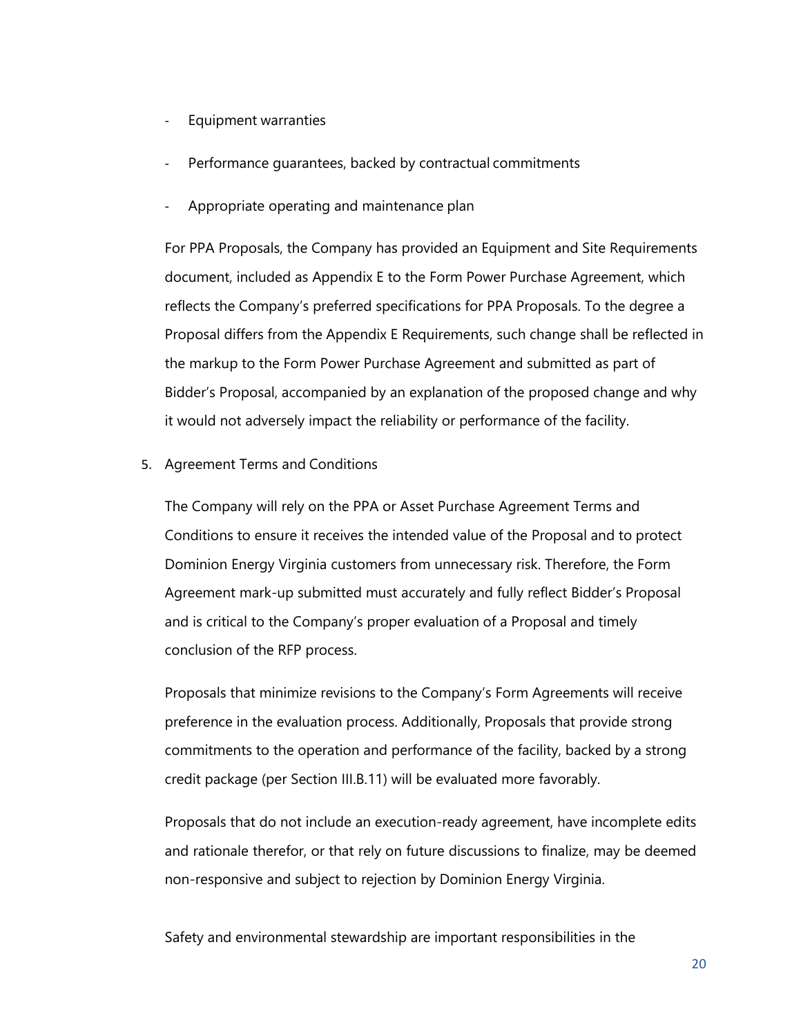- Equipment warranties
- Performance guarantees, backed by contractual commitments
- Appropriate operating and maintenance plan

For PPA Proposals, the Company has provided an Equipment and Site Requirements document, included as Appendix E to the Form Power Purchase Agreement, which reflects the Company's preferred specifications for PPA Proposals. To the degree a Proposal differs from the Appendix E Requirements, such change shall be reflected in the markup to the Form Power Purchase Agreement and submitted as part of Bidder's Proposal, accompanied by an explanation of the proposed change and why it would not adversely impact the reliability or performance of the facility.

5. Agreement Terms and Conditions

The Company will rely on the PPA or Asset Purchase Agreement Terms and Conditions to ensure it receives the intended value of the Proposal and to protect Dominion Energy Virginia customers from unnecessary risk. Therefore, the Form Agreement mark-up submitted must accurately and fully reflect Bidder's Proposal and is critical to the Company's proper evaluation of a Proposal and timely conclusion of the RFP process.

Proposals that minimize revisions to the Company's Form Agreements will receive preference in the evaluation process. Additionally, Proposals that provide strong commitments to the operation and performance of the facility, backed by a strong credit package (per Section III.B.11) will be evaluated more favorably.

Proposals that do not include an execution-ready agreement, have incomplete edits and rationale therefor, or that rely on future discussions to finalize, may be deemed non-responsive and subject to rejection by Dominion Energy Virginia.

Safety and environmental stewardship are important responsibilities in the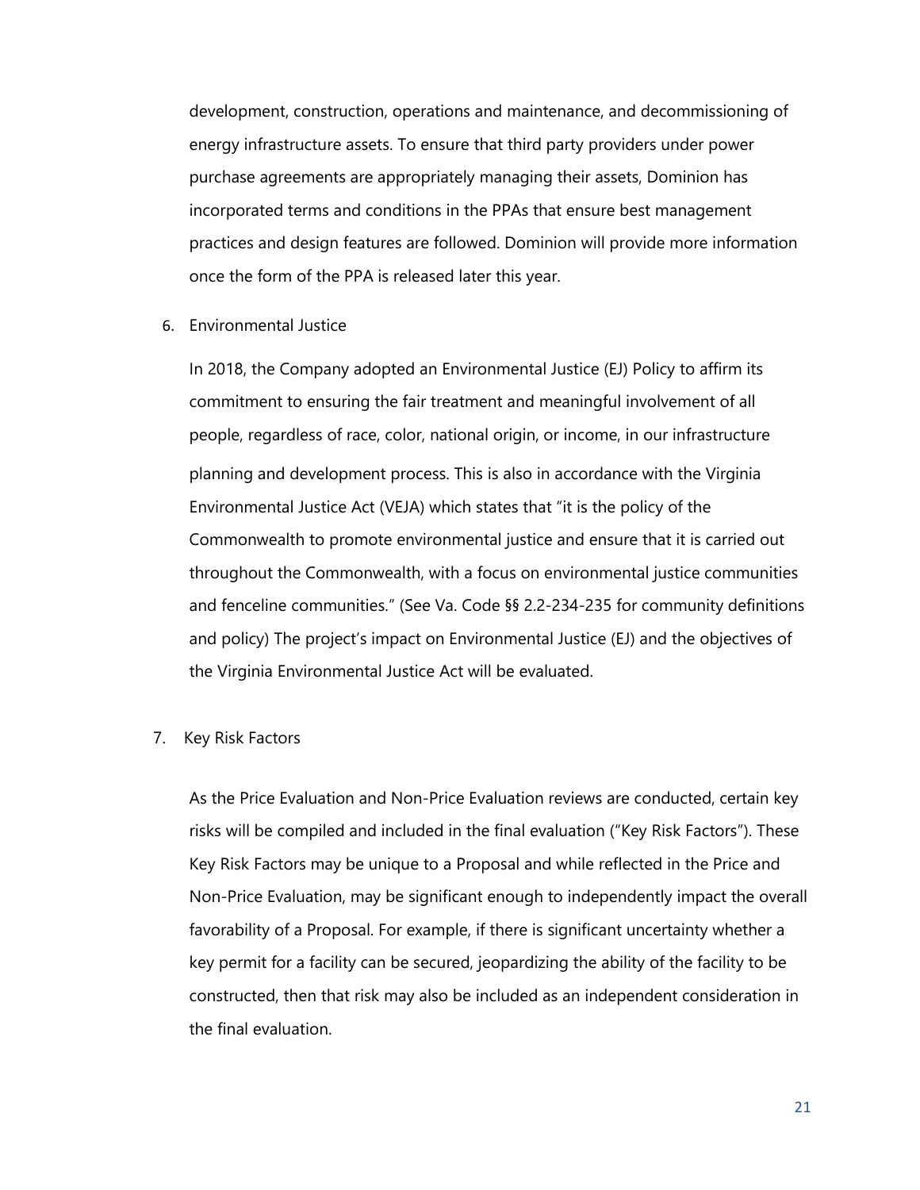development, construction, operations and maintenance, and decommissioning of energy infrastructure assets. To ensure that third party providers under power purchase agreements are appropriately managing their assets, Dominion has incorporated terms and conditions in the PPAs that ensure best management practices and design features are followed. Dominion will provide more information once the form of the PPA is released later this year.

6. Environmental Justice

   In 2018, the Company adopted an Environmental Justice (EJ) Policy to affirm its commitment to ensuring the fair treatment and meaningful involvement of all people, regardless of race, color, national origin, or income, in our infrastructure planning and development process. This is also in accordance with the Virginia Environmental Justice Act (VEJA) which states that "it is the policy of the Commonwealth to promote environmental justice and ensure that it is carried out throughout the Commonwealth, with a focus on environmental justice communities and fenceline communities." (See Va. Code §§ 2.2-234-235 for community definitions and policy) The project's impact on Environmental Justice (EJ) and the objectives of the Virginia Environmental Justice Act will be evaluated.

7. Key Risk Factors

   As the Price Evaluation and Non-Price Evaluation reviews are conducted, certain key risks will be compiled and included in the final evaluation ("Key Risk Factors"). These Key Risk Factors may be unique to a Proposal and while reflected in the Price and Non-Price Evaluation, may be significant enough to independently impact the overall favorability of a Proposal. For example, if there is significant uncertainty whether a key permit for a facility can be secured, jeopardizing the ability of the facility to be constructed, then that risk may also be included as an independent consideration in the final evaluation.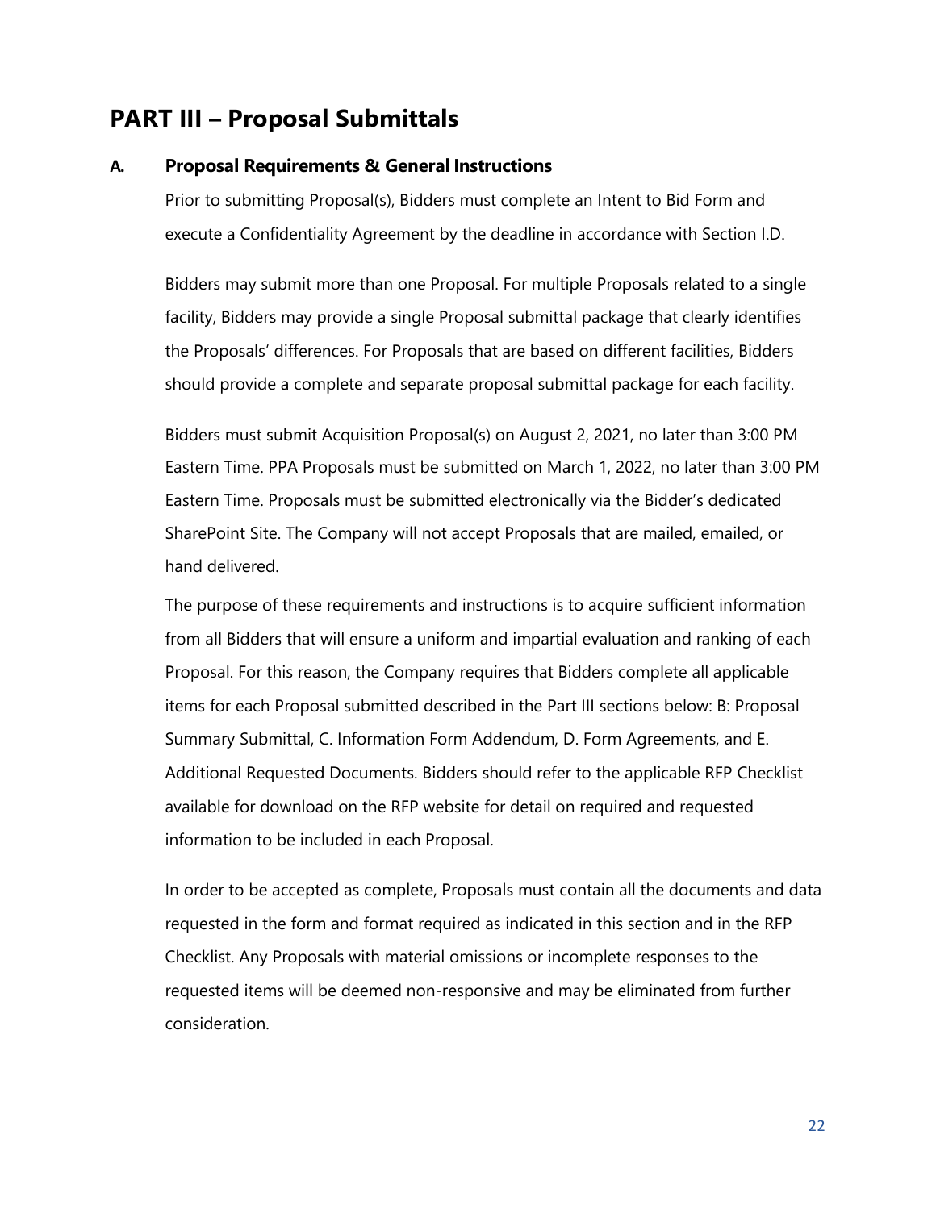# PART III – Proposal Submittals

## A. Proposal Requirements & General Instructions

Prior to submitting Proposal(s), Bidders must complete an Intent to Bid Form and execute a Confidentiality Agreement by the deadline in accordance with Section I.D.

Bidders may submit more than one Proposal. For multiple Proposals related to a single facility, Bidders may provide a single Proposal submittal package that clearly identifies the Proposals' differences. For Proposals that are based on different facilities, Bidders should provide a complete and separate proposal submittal package for each facility.

Bidders must submit Acquisition Proposal(s) on August 2, 2021, no later than 3:00 PM Eastern Time. PPA Proposals must be submitted on March 1, 2022, no later than 3:00 PM Eastern Time. Proposals must be submitted electronically via the Bidder's dedicated SharePoint Site. The Company will not accept Proposals that are mailed, emailed, or hand delivered.

The purpose of these requirements and instructions is to acquire sufficient information from all Bidders that will ensure a uniform and impartial evaluation and ranking of each Proposal. For this reason, the Company requires that Bidders complete all applicable items for each Proposal submitted described in the Part III sections below: B: Proposal Summary Submittal, C. Information Form Addendum, D. Form Agreements, and E. Additional Requested Documents. Bidders should refer to the applicable RFP Checklist available for download on the RFP website for detail on required and requested information to be included in each Proposal.

In order to be accepted as complete, Proposals must contain all the documents and data requested in the form and format required as indicated in this section and in the RFP Checklist. Any Proposals with material omissions or incomplete responses to the requested items will be deemed non-responsive and may be eliminated from further consideration.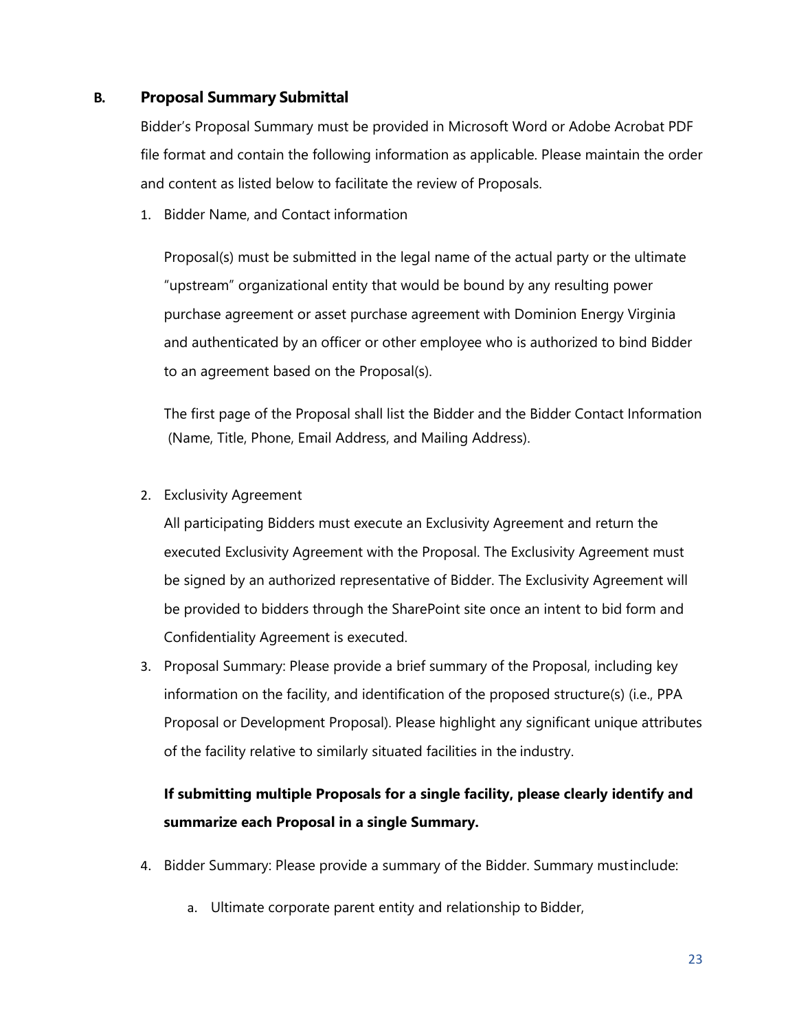## B. Proposal Summary Submittal

Bidder's Proposal Summary must be provided in Microsoft Word or Adobe Acrobat PDF file format and contain the following information as applicable. Please maintain the order and content as listed below to facilitate the review of Proposals.

1. Bidder Name, and Contact information

   Proposal(s) must be submitted in the legal name of the actual party or the ultimate "upstream" organizational entity that would be bound by any resulting power purchase agreement or asset purchase agreement with Dominion Energy Virginia and authenticated by an officer or other employee who is authorized to bind Bidder to an agreement based on the Proposal(s).

   The first page of the Proposal shall list the Bidder and the Bidder Contact Information (Name, Title, Phone, Email Address, and Mailing Address).

2. Exclusivity Agreement

   All participating Bidders must execute an Exclusivity Agreement and return the executed Exclusivity Agreement with the Proposal. The Exclusivity Agreement must be signed by an authorized representative of Bidder. The Exclusivity Agreement will be provided to bidders through the SharePoint site once an intent to bid form and Confidentiality Agreement is executed.

3. Proposal Summary: Please provide a brief summary of the Proposal, including key information on the facility, and identification of the proposed structure(s) (i.e., PPA Proposal or Development Proposal). Please highlight any significant unique attributes of the facility relative to similarly situated facilities in the industry.

   **If submitting multiple Proposals for a single facility, please clearly identify and summarize each Proposal in a single Summary.**

4. Bidder Summary: Please provide a summary of the Bidder. Summary must include:

   a. Ultimate corporate parent entity and relationship to Bidder,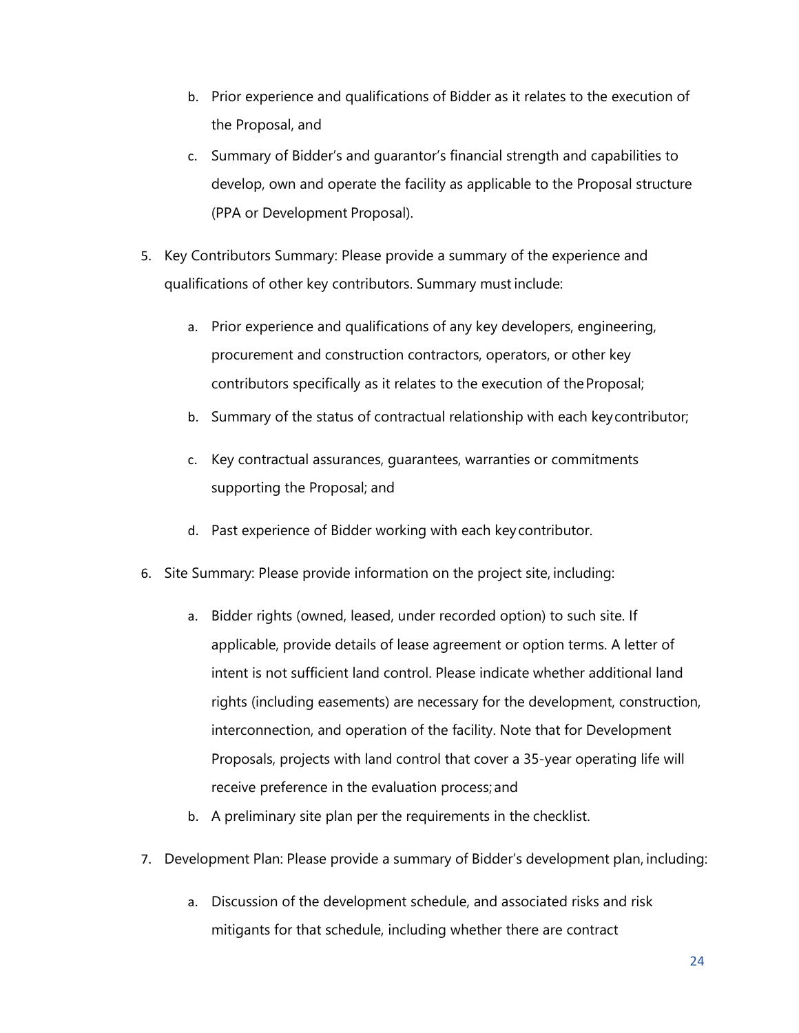b. Prior experience and qualifications of Bidder as it relates to the execution of the Proposal, and
   c. Summary of Bidder's and guarantor's financial strength and capabilities to develop, own and operate the facility as applicable to the Proposal structure (PPA or Development Proposal).

5. Key Contributors Summary: Please provide a summary of the experience and qualifications of other key contributors. Summary must include:
   a. Prior experience and qualifications of any key developers, engineering, procurement and construction contractors, operators, or other key contributors specifically as it relates to the execution of the Proposal;
   b. Summary of the status of contractual relationship with each key contributor;
   c. Key contractual assurances, guarantees, warranties or commitments supporting the Proposal; and
   d. Past experience of Bidder working with each key contributor.

6. Site Summary: Please provide information on the project site, including:
   a. Bidder rights (owned, leased, under recorded option) to such site. If applicable, provide details of lease agreement or option terms. A letter of intent is not sufficient land control. Please indicate whether additional land rights (including easements) are necessary for the development, construction, interconnection, and operation of the facility. Note that for Development Proposals, projects with land control that cover a 35-year operating life will receive preference in the evaluation process; and
   b. A preliminary site plan per the requirements in the checklist.

7. Development Plan: Please provide a summary of Bidder's development plan, including:
   a. Discussion of the development schedule, and associated risks and risk mitigants for that schedule, including whether there are contract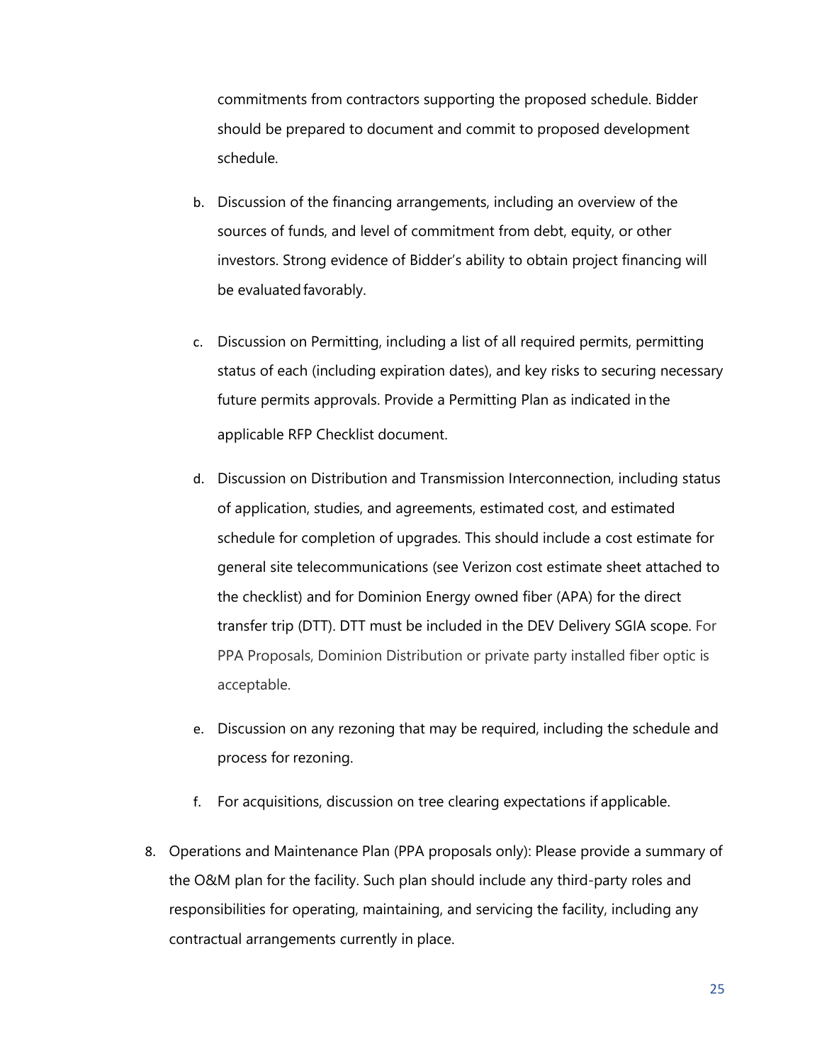commitments from contractors supporting the proposed schedule. Bidder should be prepared to document and commit to proposed development schedule.

b. Discussion of the financing arrangements, including an overview of the sources of funds, and level of commitment from debt, equity, or other investors. Strong evidence of Bidder's ability to obtain project financing will be evaluated favorably.

c. Discussion on Permitting, including a list of all required permits, permitting status of each (including expiration dates), and key risks to securing necessary future permits approvals. Provide a Permitting Plan as indicated in the applicable RFP Checklist document.

d. Discussion on Distribution and Transmission Interconnection, including status of application, studies, and agreements, estimated cost, and estimated schedule for completion of upgrades. This should include a cost estimate for general site telecommunications (see Verizon cost estimate sheet attached to the checklist) and for Dominion Energy owned fiber (APA) for the direct transfer trip (DTT). DTT must be included in the DEV Delivery SGIA scope. For PPA Proposals, Dominion Distribution or private party installed fiber optic is acceptable.

e. Discussion on any rezoning that may be required, including the schedule and process for rezoning.

f. For acquisitions, discussion on tree clearing expectations if applicable.

8. Operations and Maintenance Plan (PPA proposals only): Please provide a summary of the O&M plan for the facility. Such plan should include any third-party roles and responsibilities for operating, maintaining, and servicing the facility, including any contractual arrangements currently in place.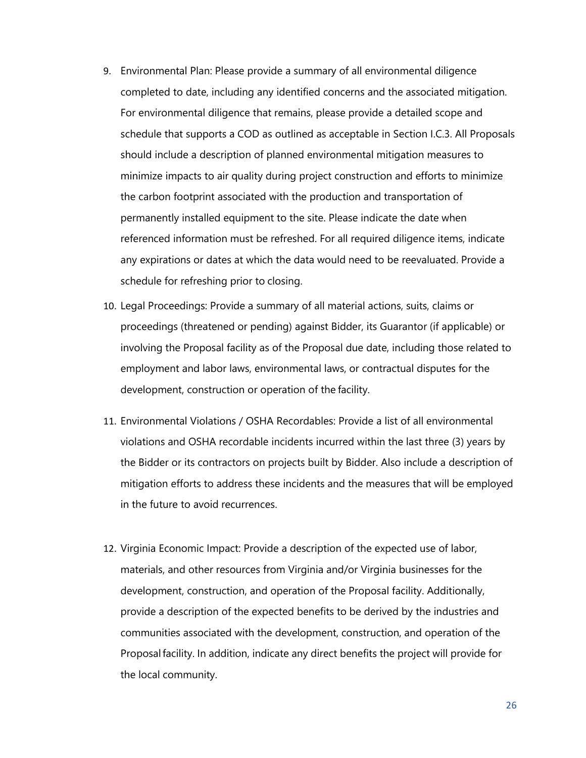9. Environmental Plan: Please provide a summary of all environmental diligence completed to date, including any identified concerns and the associated mitigation. For environmental diligence that remains, please provide a detailed scope and schedule that supports a COD as outlined as acceptable in Section I.C.3. All Proposals should include a description of planned environmental mitigation measures to minimize impacts to air quality during project construction and efforts to minimize the carbon footprint associated with the production and transportation of permanently installed equipment to the site. Please indicate the date when referenced information must be refreshed. For all required diligence items, indicate any expirations or dates at which the data would need to be reevaluated. Provide a schedule for refreshing prior to closing.
10. Legal Proceedings: Provide a summary of all material actions, suits, claims or proceedings (threatened or pending) against Bidder, its Guarantor (if applicable) or involving the Proposal facility as of the Proposal due date, including those related to employment and labor laws, environmental laws, or contractual disputes for the development, construction or operation of the facility.
11. Environmental Violations / OSHA Recordables: Provide a list of all environmental violations and OSHA recordable incidents incurred within the last three (3) years by the Bidder or its contractors on projects built by Bidder. Also include a description of mitigation efforts to address these incidents and the measures that will be employed in the future to avoid recurrences.
12. Virginia Economic Impact: Provide a description of the expected use of labor, materials, and other resources from Virginia and/or Virginia businesses for the development, construction, and operation of the Proposal facility. Additionally, provide a description of the expected benefits to be derived by the industries and communities associated with the development, construction, and operation of the Proposal facility. In addition, indicate any direct benefits the project will provide for the local community.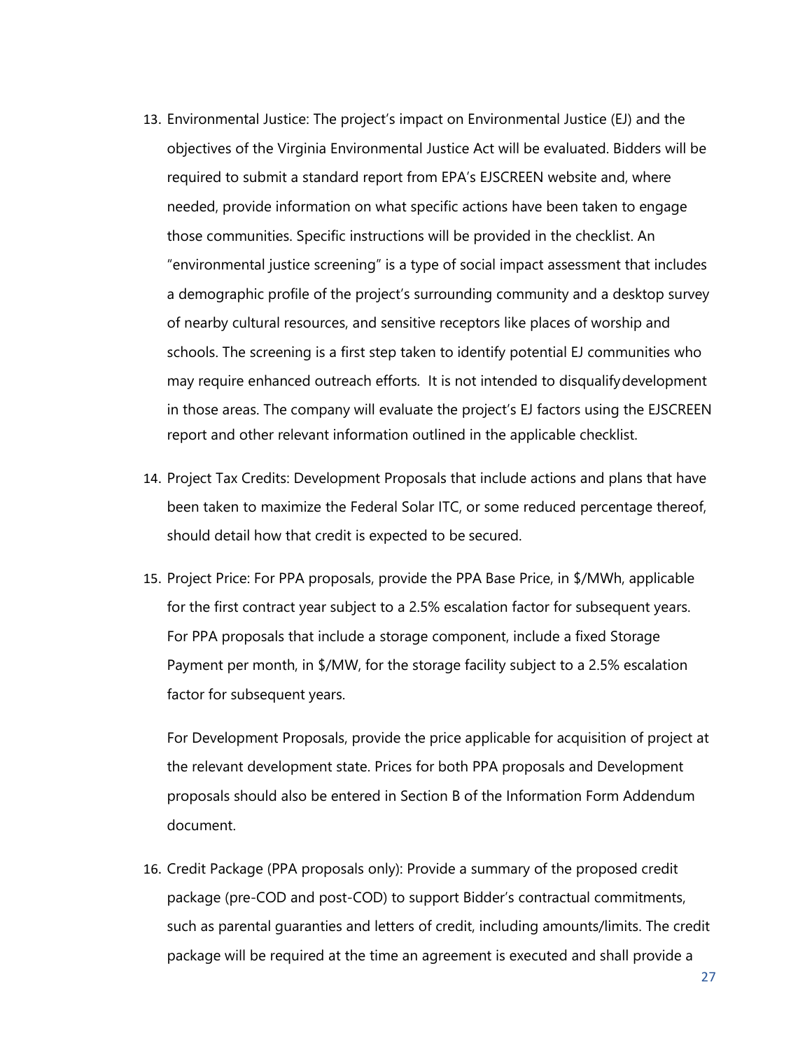13. Environmental Justice: The project's impact on Environmental Justice (EJ) and the objectives of the Virginia Environmental Justice Act will be evaluated. Bidders will be required to submit a standard report from EPA's EJSCREEN website and, where needed, provide information on what specific actions have been taken to engage those communities. Specific instructions will be provided in the checklist. An "environmental justice screening" is a type of social impact assessment that includes a demographic profile of the project's surrounding community and a desktop survey of nearby cultural resources, and sensitive receptors like places of worship and schools. The screening is a first step taken to identify potential EJ communities who may require enhanced outreach efforts. It is not intended to disqualify development in those areas. The company will evaluate the project's EJ factors using the EJSCREEN report and other relevant information outlined in the applicable checklist.

14. Project Tax Credits: Development Proposals that include actions and plans that have been taken to maximize the Federal Solar ITC, or some reduced percentage thereof, should detail how that credit is expected to be secured.

15. Project Price: For PPA proposals, provide the PPA Base Price, in $/MWh, applicable for the first contract year subject to a 2.5% escalation factor for subsequent years. For PPA proposals that include a storage component, include a fixed Storage Payment per month, in $/MW, for the storage facility subject to a 2.5% escalation factor for subsequent years.

    For Development Proposals, provide the price applicable for acquisition of project at the relevant development state. Prices for both PPA proposals and Development proposals should also be entered in Section B of the Information Form Addendum document.

16. Credit Package (PPA proposals only): Provide a summary of the proposed credit package (pre-COD and post-COD) to support Bidder's contractual commitments, such as parental guaranties and letters of credit, including amounts/limits. The credit package will be required at the time an agreement is executed and shall provide a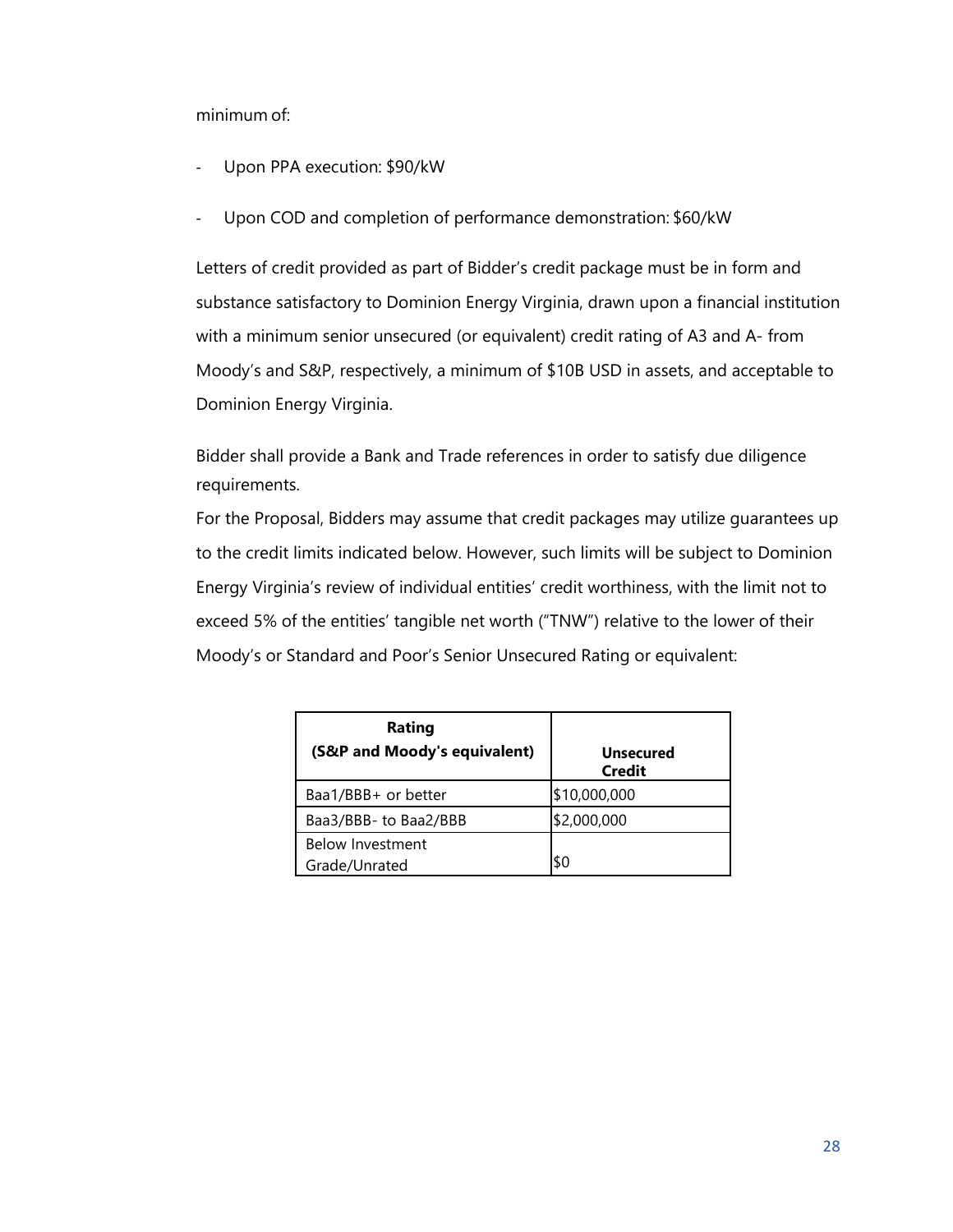minimum of:

- Upon PPA execution: $90/kW
- Upon COD and completion of performance demonstration: $60/kW

Letters of credit provided as part of Bidder's credit package must be in form and substance satisfactory to Dominion Energy Virginia, drawn upon a financial institution with a minimum senior unsecured (or equivalent) credit rating of A3 and A- from Moody's and S&P, respectively, a minimum of $10B USD in assets, and acceptable to Dominion Energy Virginia.

Bidder shall provide a Bank and Trade references in order to satisfy due diligence requirements.

For the Proposal, Bidders may assume that credit packages may utilize guarantees up to the credit limits indicated below. However, such limits will be subject to Dominion Energy Virginia's review of individual entities' credit worthiness, with the limit not to exceed 5% of the entities' tangible net worth ("TNW") relative to the lower of their Moody's or Standard and Poor's Senior Unsecured Rating or equivalent:

| **Rating (S&P and Moody's equivalent)** | **Unsecured Credit** |
|---|---|
| Baa1/BBB+ or better | $10,000,000 |
| Baa3/BBB- to Baa2/BBB | $2,000,000 |
| Below Investment Grade/Unrated | $0 |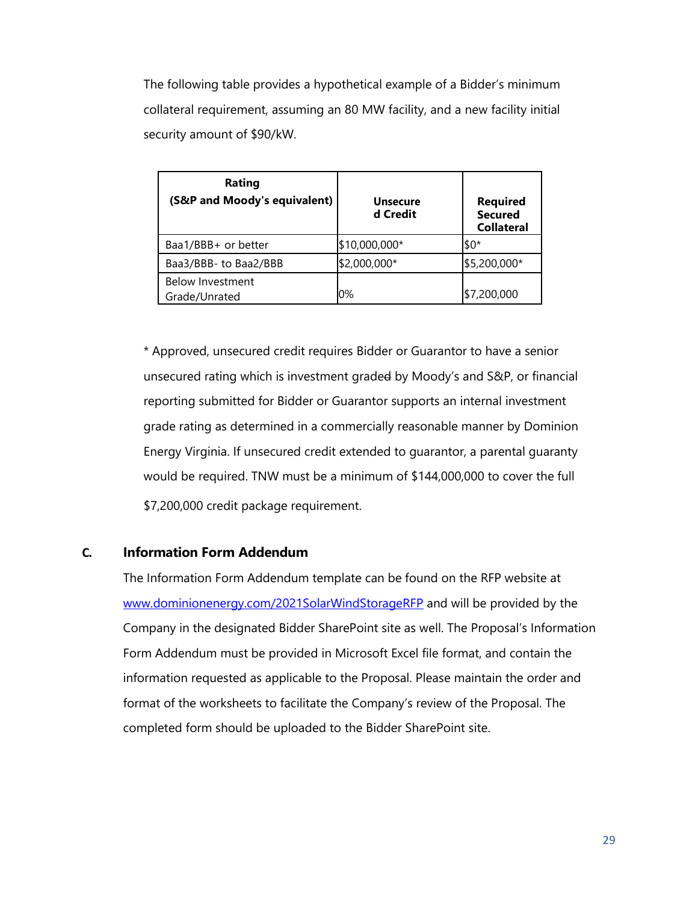The following table provides a hypothetical example of a Bidder's minimum collateral requirement, assuming an 80 MW facility, and a new facility initial security amount of $90/kW.

| Rating (S&P and Moody's equivalent) | Unsecured Credit | Required Secured Collateral |
|---|---|---|
| Baa1/BBB+ or better | $10,000,000* | $0* |
| Baa3/BBB- to Baa2/BBB | $2,000,000* | $5,200,000* |
| Below Investment Grade/Unrated | 0% | $7,200,000 |

* Approved, unsecured credit requires Bidder or Guarantor to have a senior unsecured rating which is investment graded by Moody's and S&P, or financial reporting submitted for Bidder or Guarantor supports an internal investment grade rating as determined in a commercially reasonable manner by Dominion Energy Virginia. If unsecured credit extended to guarantor, a parental guaranty would be required. TNW must be a minimum of $144,000,000 to cover the full $7,200,000 credit package requirement.

### C. Information Form Addendum

The Information Form Addendum template can be found on the RFP website at [www.dominionenergy.com/2021SolarWindStorageRFP](www.dominionenergy.com/2021SolarWindStorageRFP) and will be provided by the Company in the designated Bidder SharePoint site as well. The Proposal's Information Form Addendum must be provided in Microsoft Excel file format, and contain the information requested as applicable to the Proposal. Please maintain the order and format of the worksheets to facilitate the Company's review of the Proposal. The completed form should be uploaded to the Bidder SharePoint site.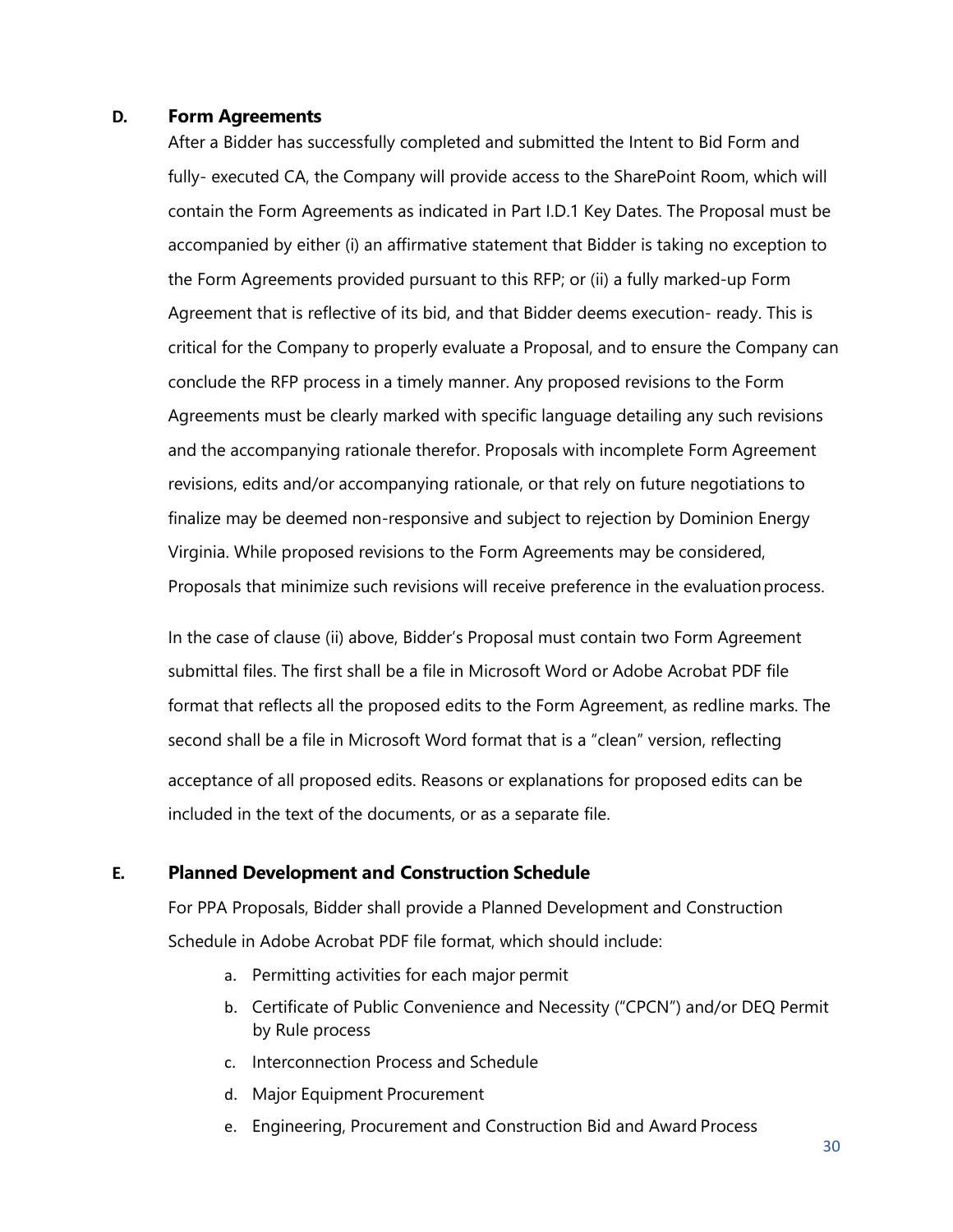### D. Form Agreements

After a Bidder has successfully completed and submitted the Intent to Bid Form and fully- executed CA, the Company will provide access to the SharePoint Room, which will contain the Form Agreements as indicated in Part I.D.1 Key Dates. The Proposal must be accompanied by either (i) an affirmative statement that Bidder is taking no exception to the Form Agreements provided pursuant to this RFP; or (ii) a fully marked-up Form Agreement that is reflective of its bid, and that Bidder deems execution- ready. This is critical for the Company to properly evaluate a Proposal, and to ensure the Company can conclude the RFP process in a timely manner. Any proposed revisions to the Form Agreements must be clearly marked with specific language detailing any such revisions and the accompanying rationale therefor. Proposals with incomplete Form Agreement revisions, edits and/or accompanying rationale, or that rely on future negotiations to finalize may be deemed non-responsive and subject to rejection by Dominion Energy Virginia. While proposed revisions to the Form Agreements may be considered, Proposals that minimize such revisions will receive preference in the evaluation process.

In the case of clause (ii) above, Bidder's Proposal must contain two Form Agreement submittal files. The first shall be a file in Microsoft Word or Adobe Acrobat PDF file format that reflects all the proposed edits to the Form Agreement, as redline marks. The second shall be a file in Microsoft Word format that is a "clean" version, reflecting acceptance of all proposed edits. Reasons or explanations for proposed edits can be included in the text of the documents, or as a separate file.

### E. Planned Development and Construction Schedule

For PPA Proposals, Bidder shall provide a Planned Development and Construction Schedule in Adobe Acrobat PDF file format, which should include:

a. Permitting activities for each major permit
b. Certificate of Public Convenience and Necessity ("CPCN") and/or DEQ Permit by Rule process
c. Interconnection Process and Schedule
d. Major Equipment Procurement
e. Engineering, Procurement and Construction Bid and Award Process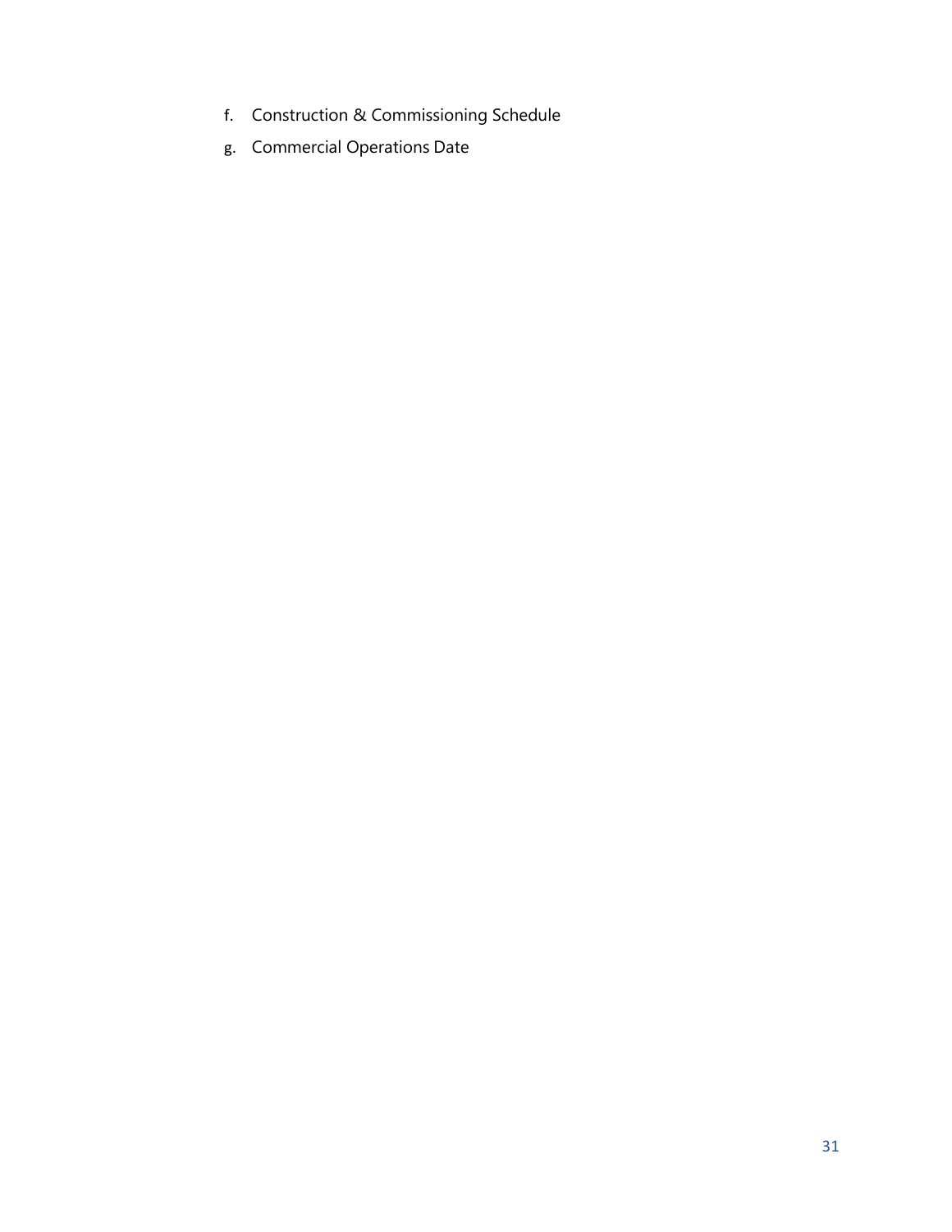f. Construction & Commissioning Schedule

g. Commercial Operations Date